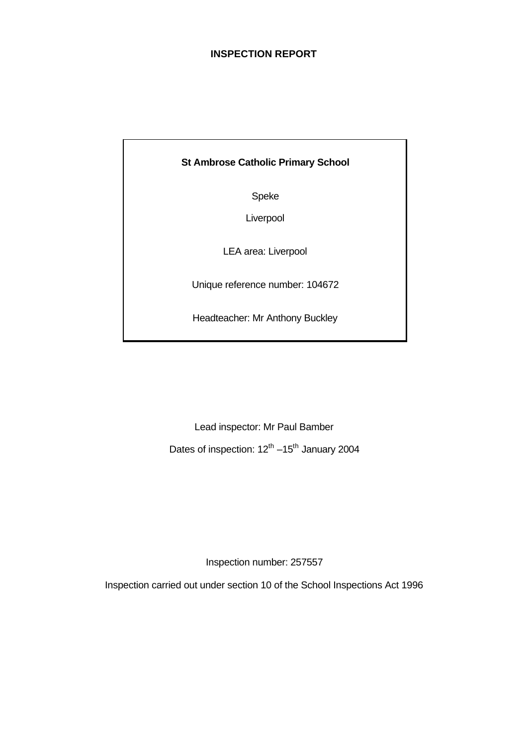# INSPECTION REPORT

**St Ambrose Catholic Primary School**

Speke

Liverpool

LEA area: Liverpool

Unique reference number: 104672

Headteacher: Mr Anthony Buckley

Lead inspector: Mr Paul Bamber

Dates of inspection: 12th –15th January 2004

Inspection number: 257557

Inspection carried out under section 10 of the School Inspections Act 1996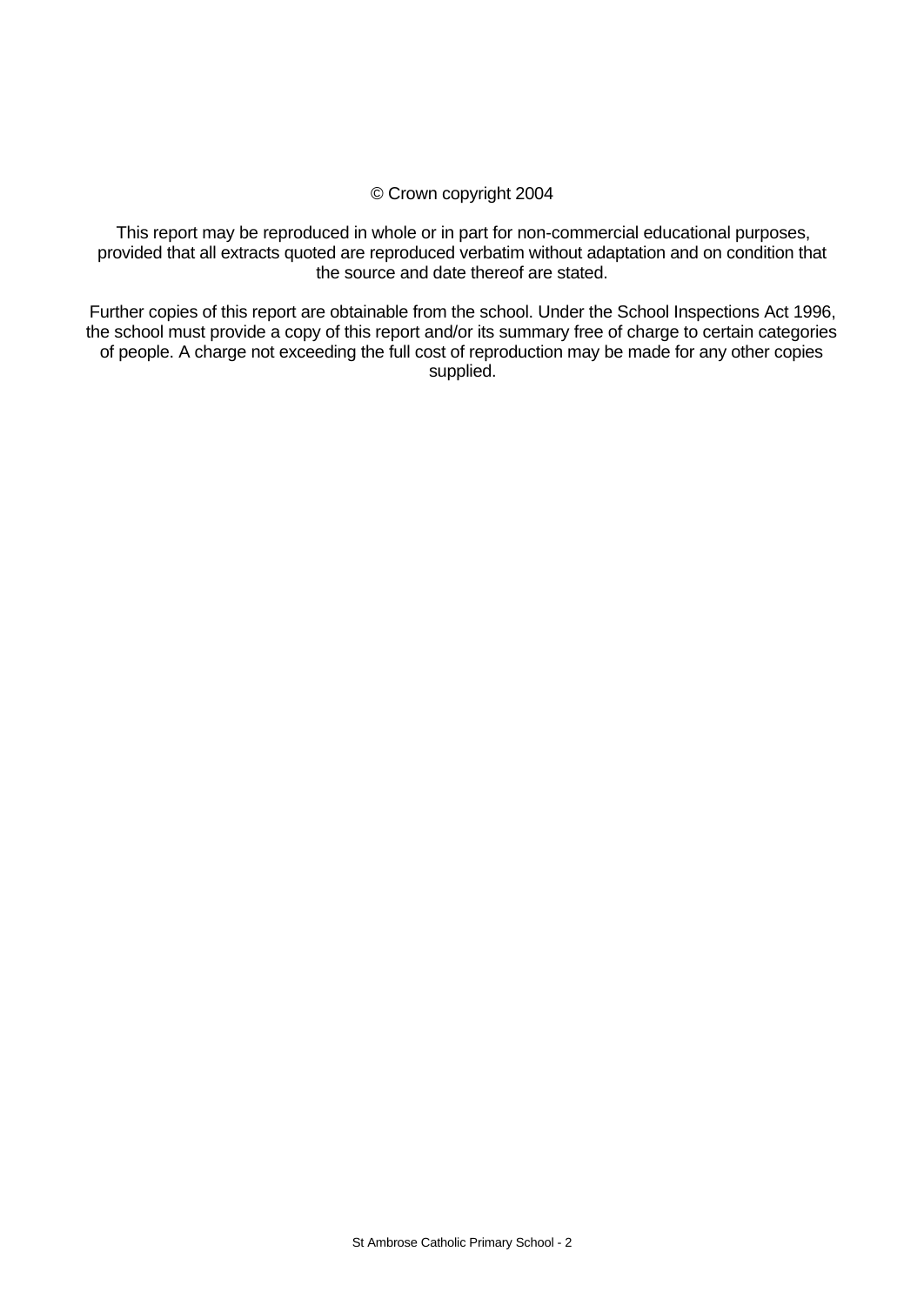© Crown copyright 2004

This report may be reproduced in whole or in part for non-commercial educational purposes, provided that all extracts quoted are reproduced verbatim without adaptation and on condition that the source and date thereof are stated.

Further copies of this report are obtainable from the school. Under the School Inspections Act 1996, the school must provide a copy of this report and/or its summary free of charge to certain categories of people. A charge not exceeding the full cost of reproduction may be made for any other copies supplied.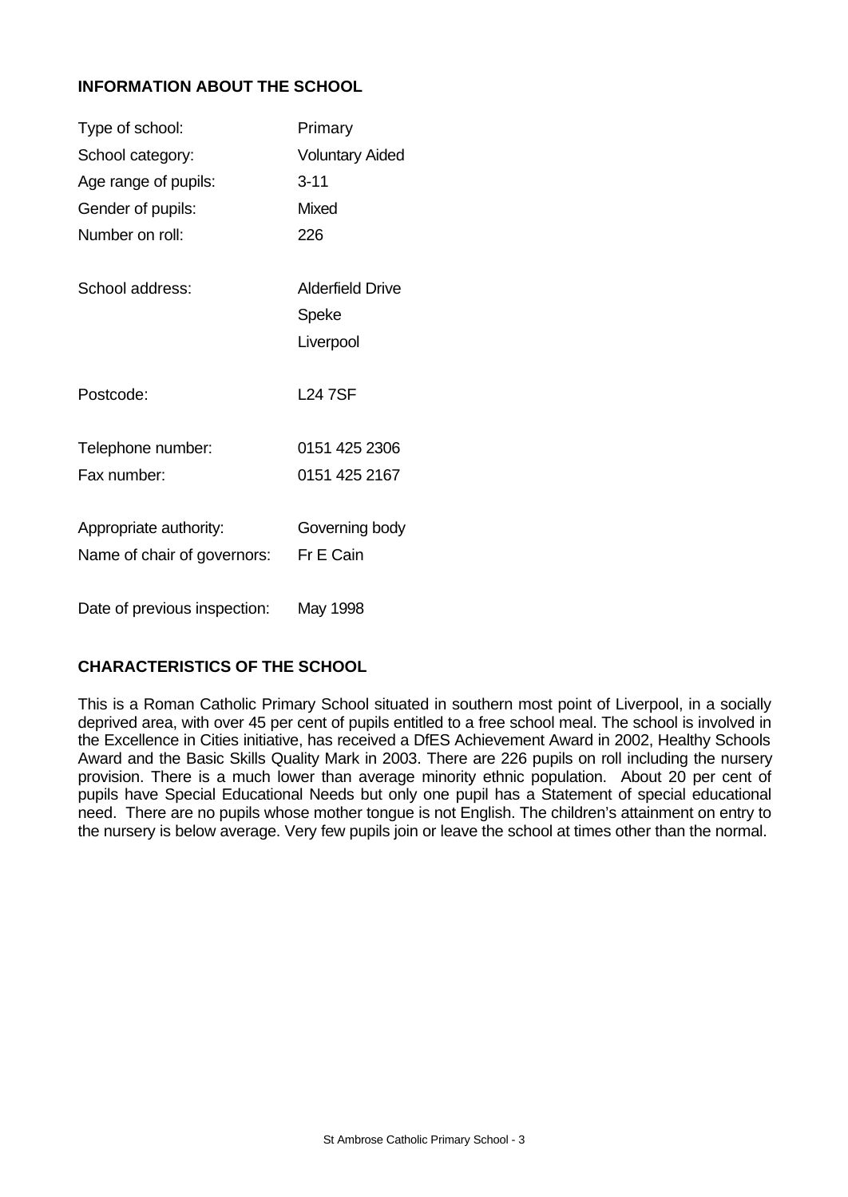## INFORMATION ABOUT THE SCHOOL

| | |
|---|---|
| Type of school: | Primary |
| School category: | Voluntary Aided |
| Age range of pupils: | 3-11 |
| Gender of pupils: | Mixed |
| Number on roll: | 226 |
| School address: | Alderfield Drive<br>Speke<br>Liverpool |
| Postcode: | L24 7SF |
| Telephone number: | 0151 425 2306 |
| Fax number: | 0151 425 2167 |
| Appropriate authority: | Governing body |
| Name of chair of governors: | Fr E Cain |
| Date of previous inspection: | May 1998 |

## CHARACTERISTICS OF THE SCHOOL

This is a Roman Catholic Primary School situated in southern most point of Liverpool, in a socially deprived area, with over 45 per cent of pupils entitled to a free school meal. The school is involved in the Excellence in Cities initiative, has received a DfES Achievement Award in 2002, Healthy Schools Award and the Basic Skills Quality Mark in 2003. There are 226 pupils on roll including the nursery provision. There is a much lower than average minority ethnic population. About 20 per cent of pupils have Special Educational Needs but only one pupil has a Statement of special educational need. There are no pupils whose mother tongue is not English. The children's attainment on entry to the nursery is below average. Very few pupils join or leave the school at times other than the normal.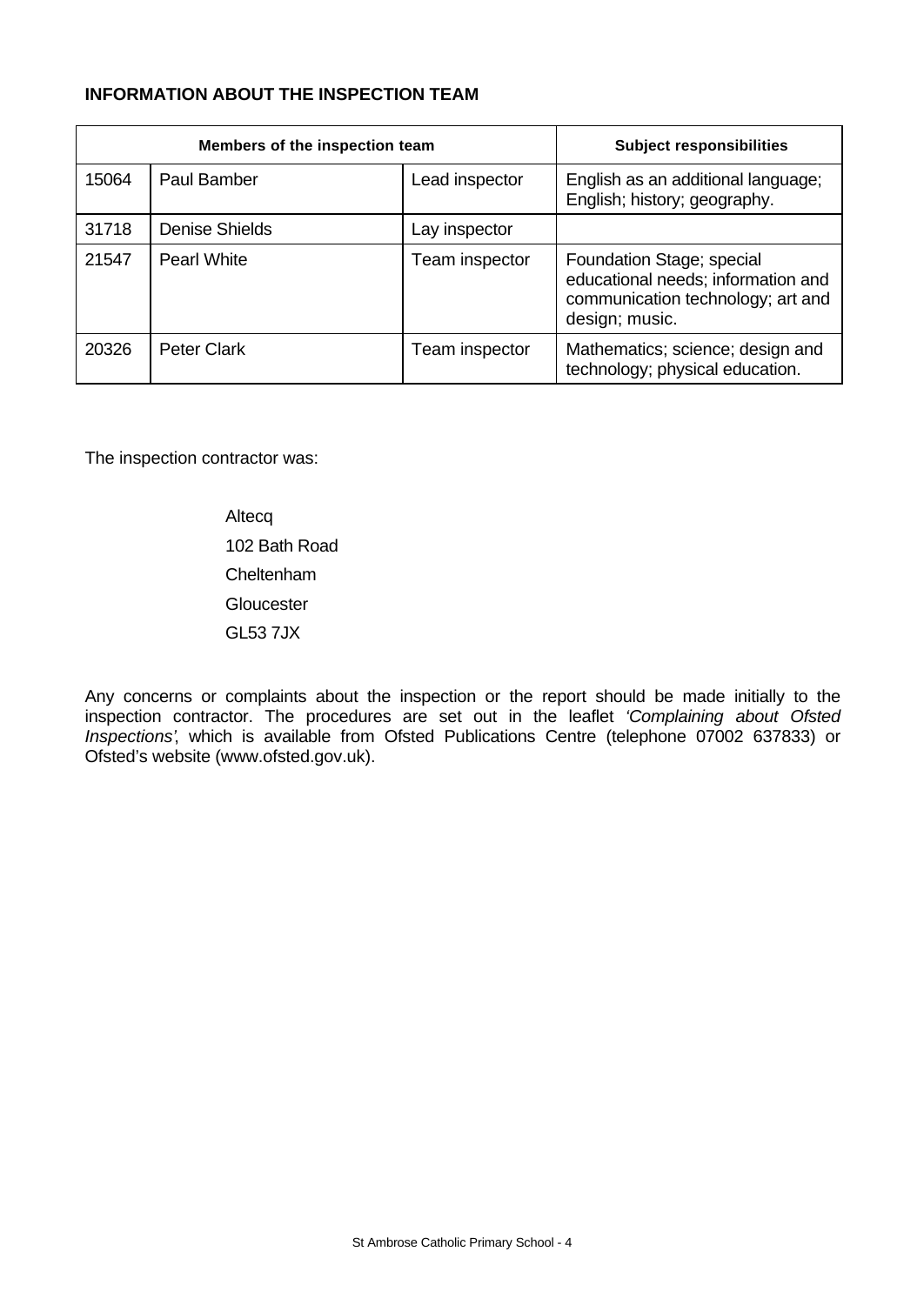**INFORMATION ABOUT THE INSPECTION TEAM**

| Members of the inspection team | | | Subject responsibilities |
|---|---|---|---|
| 15064 | Paul Bamber | Lead inspector | English as an additional language; English; history; geography. |
| 31718 | Denise Shields | Lay inspector | |
| 21547 | Pearl White | Team inspector | Foundation Stage; special educational needs; information and communication technology; art and design; music. |
| 20326 | Peter Clark | Team inspector | Mathematics; science; design and technology; physical education. |

The inspection contractor was:

Altecq
102 Bath Road
Cheltenham
Gloucester
GL53 7JX

Any concerns or complaints about the inspection or the report should be made initially to the inspection contractor. The procedures are set out in the leaflet *'Complaining about Ofsted Inspections'*, which is available from Ofsted Publications Centre (telephone 07002 637833) or Ofsted's website (www.ofsted.gov.uk).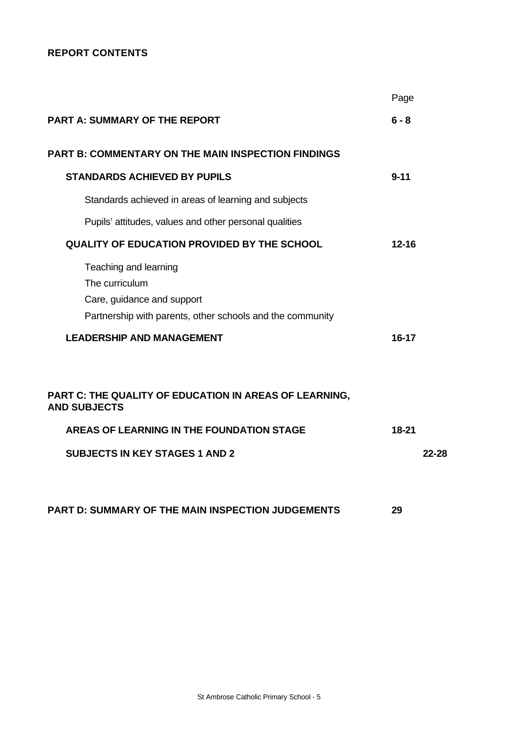**REPORT CONTENTS**

| | Page |
|---|---|
| **PART A: SUMMARY OF THE REPORT** | **6 - 8** |
| **PART B: COMMENTARY ON THE MAIN INSPECTION FINDINGS** | |
| **STANDARDS ACHIEVED BY PUPILS** | **9-11** |
| Standards achieved in areas of learning and subjects | |
| Pupils' attitudes, values and other personal qualities | |
| **QUALITY OF EDUCATION PROVIDED BY THE SCHOOL** | **12-16** |
| Teaching and learning<br>The curriculum<br>Care, guidance and support<br>Partnership with parents, other schools and the community | |
| **LEADERSHIP AND MANAGEMENT** | **16-17** |
| **PART C: THE QUALITY OF EDUCATION IN AREAS OF LEARNING, AND SUBJECTS** | |
| **AREAS OF LEARNING IN THE FOUNDATION STAGE** | **18-21** |
| **SUBJECTS IN KEY STAGES 1 AND 2** | **22-28** |
| **PART D: SUMMARY OF THE MAIN INSPECTION JUDGEMENTS** | **29** |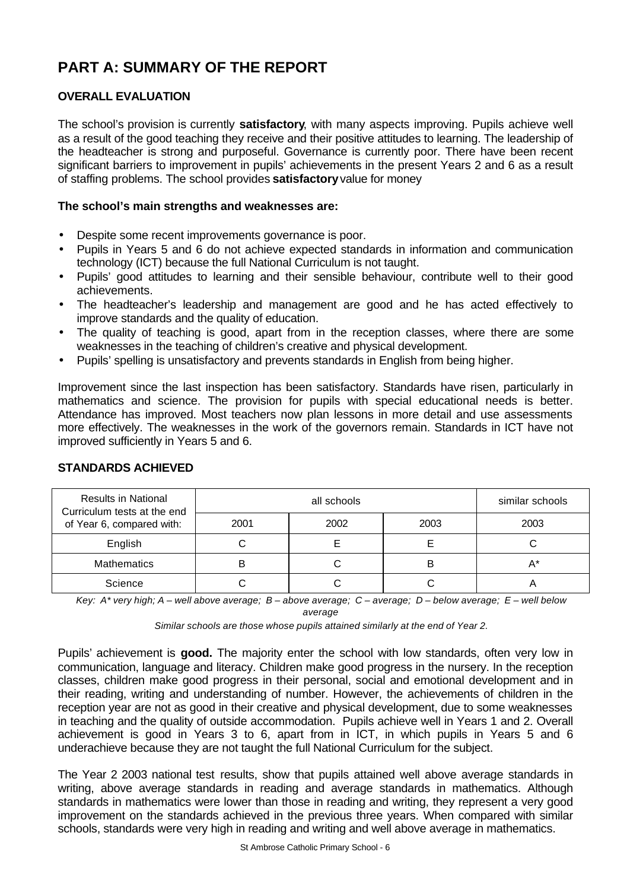# PART A: SUMMARY OF THE REPORT

### OVERALL EVALUATION

The school's provision is currently **satisfactory**, with many aspects improving. Pupils achieve well as a result of the good teaching they receive and their positive attitudes to learning. The leadership of the headteacher is strong and purposeful. Governance is currently poor. There have been recent significant barriers to improvement in pupils' achievements in the present Years 2 and 6 as a result of staffing problems. The school provides **satisfactory** value for money

**The school's main strengths and weaknesses are:**

- Despite some recent improvements governance is poor.
- Pupils in Years 5 and 6 do not achieve expected standards in information and communication technology (ICT) because the full National Curriculum is not taught.
- Pupils' good attitudes to learning and their sensible behaviour, contribute well to their good achievements.
- The headteacher's leadership and management are good and he has acted effectively to improve standards and the quality of education.
- The quality of teaching is good, apart from in the reception classes, where there are some weaknesses in the teaching of children's creative and physical development.
- Pupils' spelling is unsatisfactory and prevents standards in English from being higher.

Improvement since the last inspection has been satisfactory. Standards have risen, particularly in mathematics and science. The provision for pupils with special educational needs is better. Attendance has improved. Most teachers now plan lessons in more detail and use assessments more effectively. The weaknesses in the work of the governors remain. Standards in ICT have not improved sufficiently in Years 5 and 6.

### STANDARDS ACHIEVED

| Results in National Curriculum tests at the end of Year 6, compared with: | all schools | | | similar schools |
|---|---|---|---|---|
| | 2001 | 2002 | 2003 | 2003 |
| English | C | E | E | C |
| Mathematics | B | C | B | A* |
| Science | C | C | C | A |

*Key: A* very high; A – well above average; B – above average; C – average; D – below average; E – well below average*

*Similar schools are those whose pupils attained similarly at the end of Year 2.*

Pupils' achievement is **good.** The majority enter the school with low standards, often very low in communication, language and literacy. Children make good progress in the nursery. In the reception classes, children make good progress in their personal, social and emotional development and in their reading, writing and understanding of number. However, the achievements of children in the reception year are not as good in their creative and physical development, due to some weaknesses in teaching and the quality of outside accommodation. Pupils achieve well in Years 1 and 2. Overall achievement is good in Years 3 to 6, apart from in ICT, in which pupils in Years 5 and 6 underachieve because they are not taught the full National Curriculum for the subject.

The Year 2 2003 national test results, show that pupils attained well above average standards in writing, above average standards in reading and average standards in mathematics. Although standards in mathematics were lower than those in reading and writing, they represent a very good improvement on the standards achieved in the previous three years. When compared with similar schools, standards were very high in reading and writing and well above average in mathematics.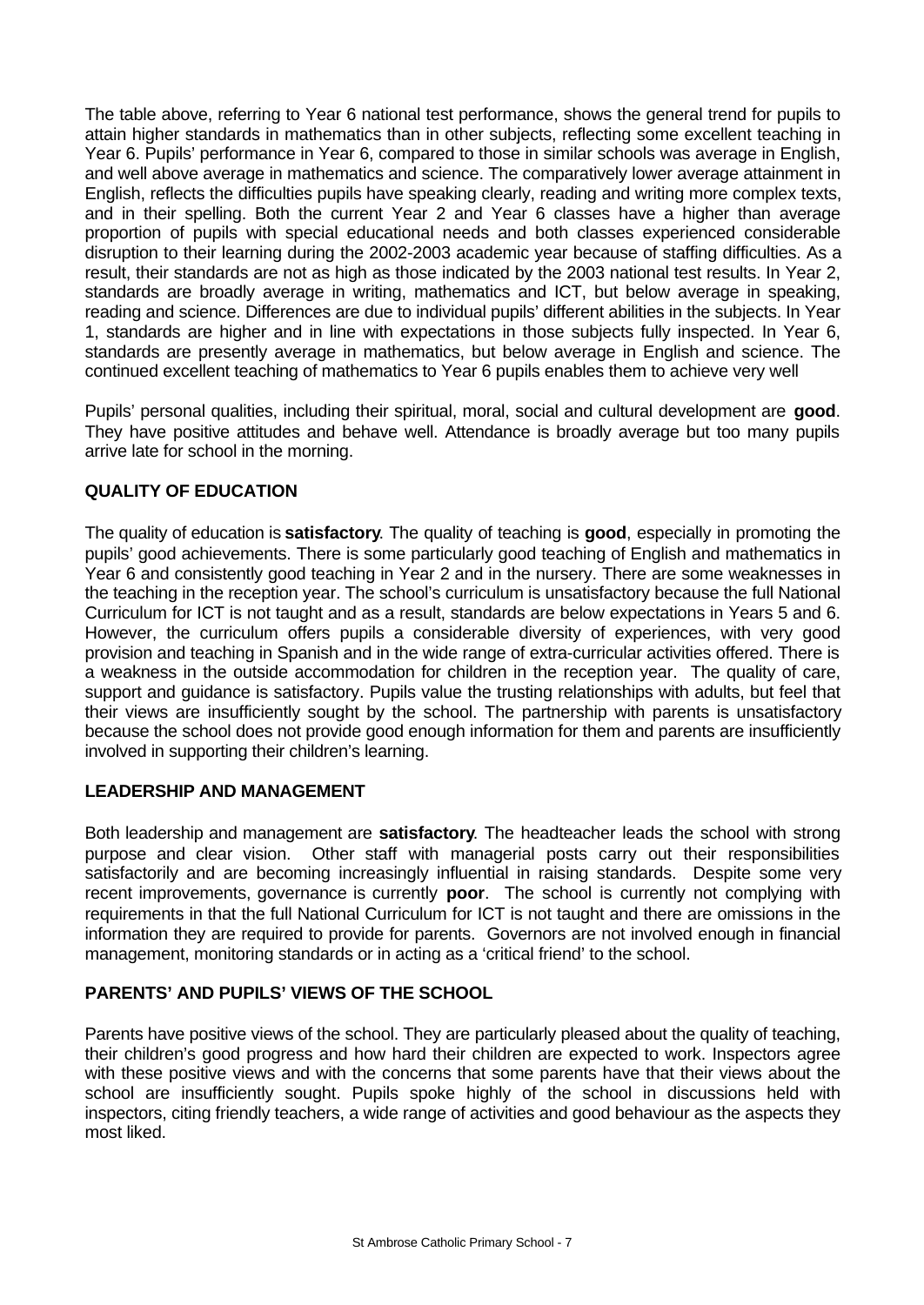The table above, referring to Year 6 national test performance, shows the general trend for pupils to attain higher standards in mathematics than in other subjects, reflecting some excellent teaching in Year 6. Pupils' performance in Year 6, compared to those in similar schools was average in English, and well above average in mathematics and science. The comparatively lower average attainment in English, reflects the difficulties pupils have speaking clearly, reading and writing more complex texts, and in their spelling. Both the current Year 2 and Year 6 classes have a higher than average proportion of pupils with special educational needs and both classes experienced considerable disruption to their learning during the 2002-2003 academic year because of staffing difficulties. As a result, their standards are not as high as those indicated by the 2003 national test results. In Year 2, standards are broadly average in writing, mathematics and ICT, but below average in speaking, reading and science. Differences are due to individual pupils' different abilities in the subjects. In Year 1, standards are higher and in line with expectations in those subjects fully inspected. In Year 6, standards are presently average in mathematics, but below average in English and science. The continued excellent teaching of mathematics to Year 6 pupils enables them to achieve very well

Pupils' personal qualities, including their spiritual, moral, social and cultural development are **good**. They have positive attitudes and behave well. Attendance is broadly average but too many pupils arrive late for school in the morning.

## QUALITY OF EDUCATION

The quality of education is **satisfactory**. The quality of teaching is **good**, especially in promoting the pupils' good achievements. There is some particularly good teaching of English and mathematics in Year 6 and consistently good teaching in Year 2 and in the nursery. There are some weaknesses in the teaching in the reception year. The school's curriculum is unsatisfactory because the full National Curriculum for ICT is not taught and as a result, standards are below expectations in Years 5 and 6. However, the curriculum offers pupils a considerable diversity of experiences, with very good provision and teaching in Spanish and in the wide range of extra-curricular activities offered. There is a weakness in the outside accommodation for children in the reception year. The quality of care, support and guidance is satisfactory. Pupils value the trusting relationships with adults, but feel that their views are insufficiently sought by the school. The partnership with parents is unsatisfactory because the school does not provide good enough information for them and parents are insufficiently involved in supporting their children's learning.

## LEADERSHIP AND MANAGEMENT

Both leadership and management are **satisfactory**. The headteacher leads the school with strong purpose and clear vision. Other staff with managerial posts carry out their responsibilities satisfactorily and are becoming increasingly influential in raising standards. Despite some very recent improvements, governance is currently **poor**. The school is currently not complying with requirements in that the full National Curriculum for ICT is not taught and there are omissions in the information they are required to provide for parents. Governors are not involved enough in financial management, monitoring standards or in acting as a 'critical friend' to the school.

## PARENTS' AND PUPILS' VIEWS OF THE SCHOOL

Parents have positive views of the school. They are particularly pleased about the quality of teaching, their children's good progress and how hard their children are expected to work. Inspectors agree with these positive views and with the concerns that some parents have that their views about the school are insufficiently sought. Pupils spoke highly of the school in discussions held with inspectors, citing friendly teachers, a wide range of activities and good behaviour as the aspects they most liked.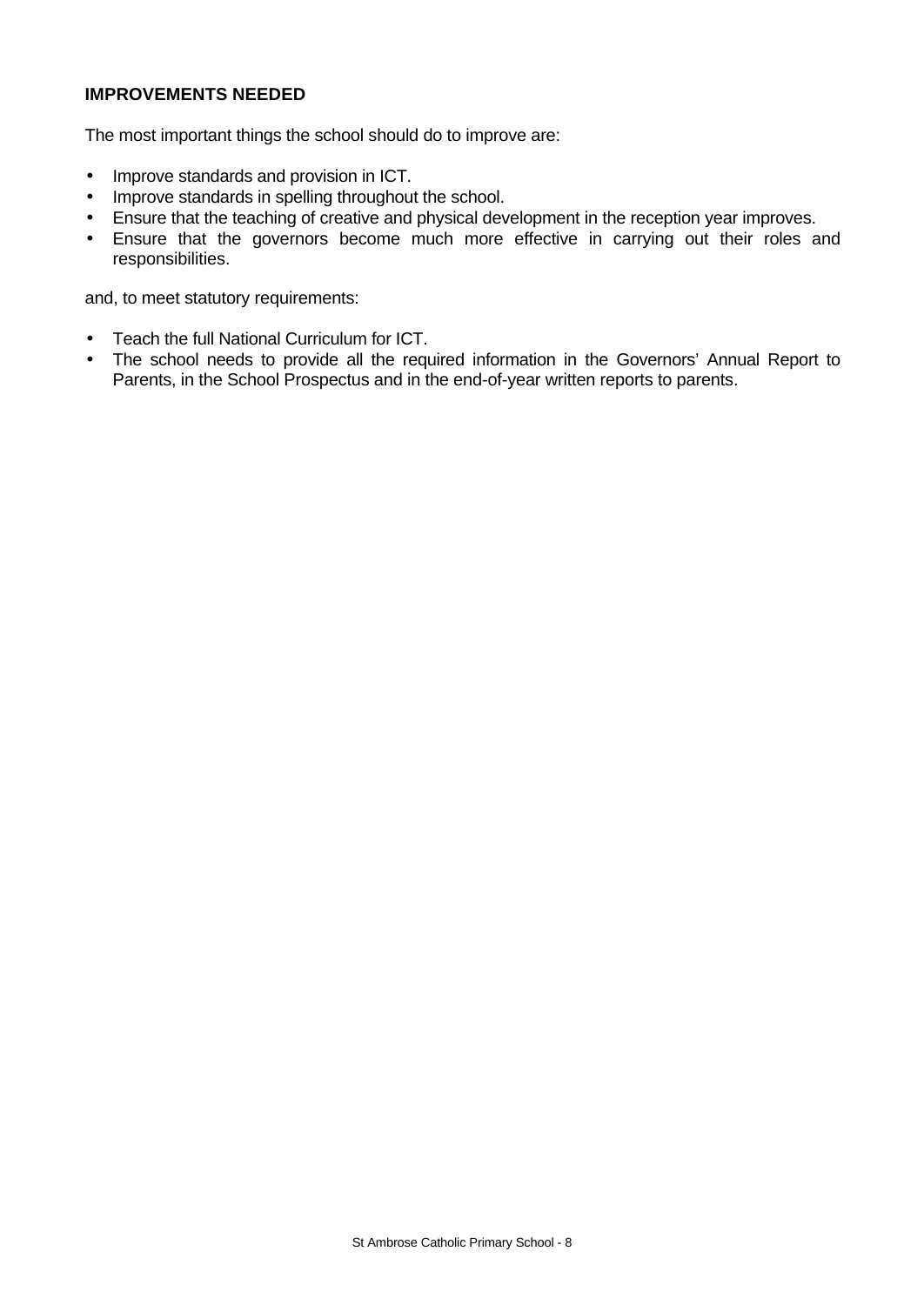**IMPROVEMENTS NEEDED**

The most important things the school should do to improve are:

- Improve standards and provision in ICT.
- Improve standards in spelling throughout the school.
- Ensure that the teaching of creative and physical development in the reception year improves.
- Ensure that the governors become much more effective in carrying out their roles and responsibilities.

and, to meet statutory requirements:

- Teach the full National Curriculum for ICT.
- The school needs to provide all the required information in the Governors' Annual Report to Parents, in the School Prospectus and in the end-of-year written reports to parents.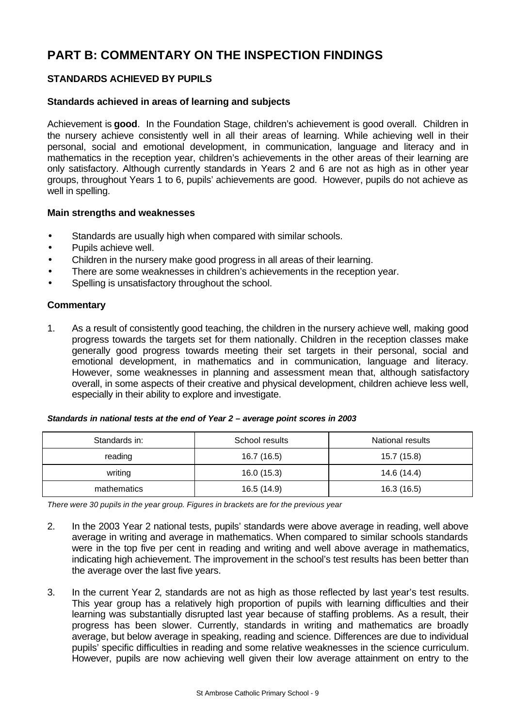# PART B: COMMENTARY ON THE INSPECTION FINDINGS

## STANDARDS ACHIEVED BY PUPILS

### Standards achieved in areas of learning and subjects

Achievement is **good**. In the Foundation Stage, children's achievement is good overall. Children in the nursery achieve consistently well in all their areas of learning. While achieving well in their personal, social and emotional development, in communication, language and literacy and in mathematics in the reception year, children's achievements in the other areas of their learning are only satisfactory. Although currently standards in Years 2 and 6 are not as high as in other year groups, throughout Years 1 to 6, pupils' achievements are good. However, pupils do not achieve as well in spelling.

### Main strengths and weaknesses

- Standards are usually high when compared with similar schools.
- Pupils achieve well.
- Children in the nursery make good progress in all areas of their learning.
- There are some weaknesses in children's achievements in the reception year.
- Spelling is unsatisfactory throughout the school.

### Commentary

1. As a result of consistently good teaching, the children in the nursery achieve well, making good progress towards the targets set for them nationally. Children in the reception classes make generally good progress towards meeting their set targets in their personal, social and emotional development, in mathematics and in communication, language and literacy. However, some weaknesses in planning and assessment mean that, although satisfactory overall, in some aspects of their creative and physical development, children achieve less well, especially in their ability to explore and investigate.

***Standards in national tests at the end of Year 2 – average point scores in 2003***

| Standards in: | School results | National results |
|---|---|---|
| reading | 16.7 (16.5) | 15.7 (15.8) |
| writing | 16.0 (15.3) | 14.6 (14.4) |
| mathematics | 16.5 (14.9) | 16.3 (16.5) |

*There were 30 pupils in the year group. Figures in brackets are for the previous year*

2. In the 2003 Year 2 national tests, pupils' standards were above average in reading, well above average in writing and average in mathematics. When compared to similar schools standards were in the top five per cent in reading and writing and well above average in mathematics, indicating high achievement. The improvement in the school's test results has been better than the average over the last five years.

3. In the current Year 2, standards are not as high as those reflected by last year's test results. This year group has a relatively high proportion of pupils with learning difficulties and their learning was substantially disrupted last year because of staffing problems. As a result, their progress has been slower. Currently, standards in writing and mathematics are broadly average, but below average in speaking, reading and science. Differences are due to individual pupils' specific difficulties in reading and some relative weaknesses in the science curriculum. However, pupils are now achieving well given their low average attainment on entry to the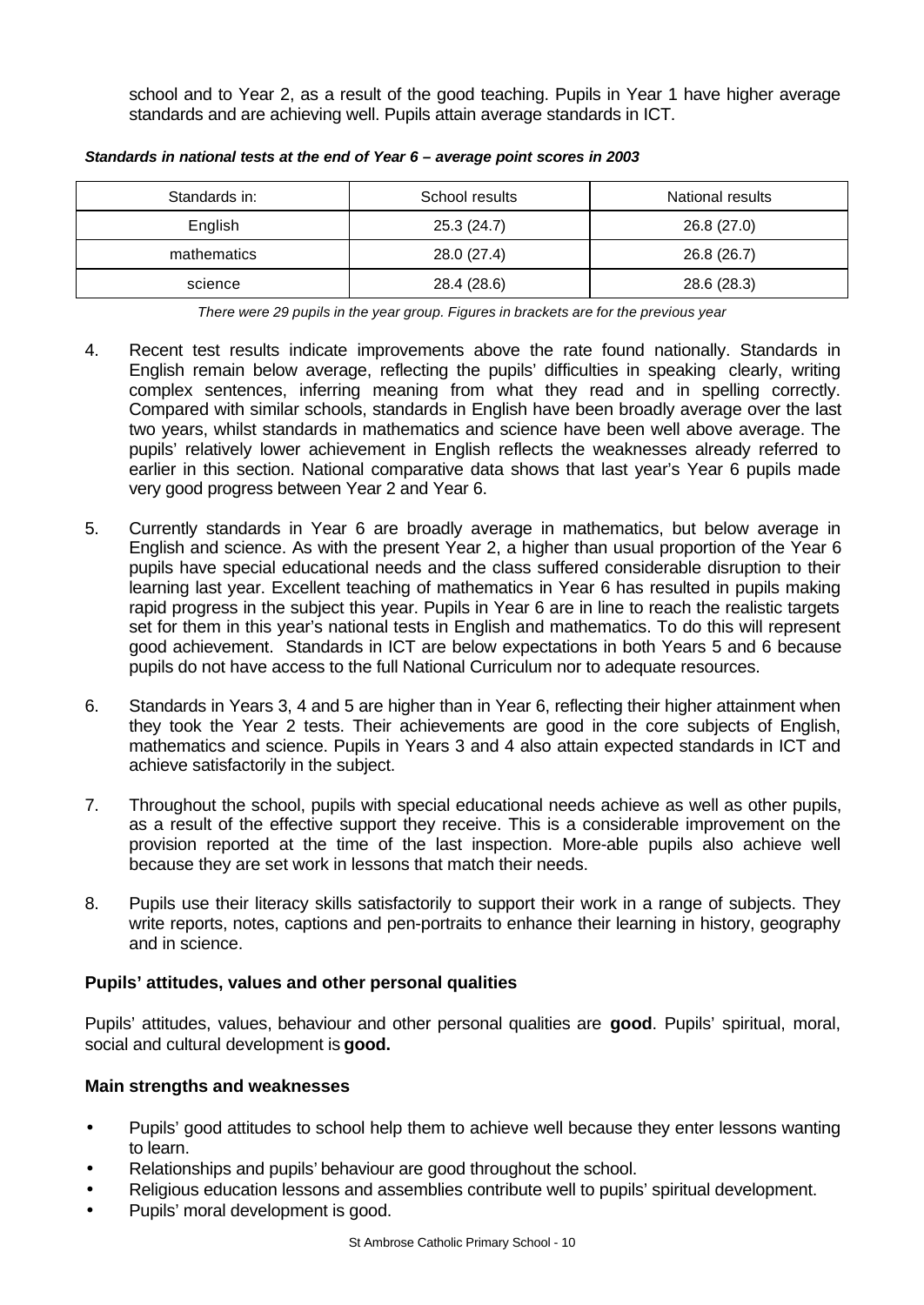school and to Year 2, as a result of the good teaching. Pupils in Year 1 have higher average standards and are achieving well. Pupils attain average standards in ICT.

***Standards in national tests at the end of Year 6 – average point scores in 2003***

| Standards in: | School results | National results |
|---|---|---|
| English | 25.3 (24.7) | 26.8 (27.0) |
| mathematics | 28.0 (27.4) | 26.8 (26.7) |
| science | 28.4 (28.6) | 28.6 (28.3) |

*There were 29 pupils in the year group. Figures in brackets are for the previous year*

4. Recent test results indicate improvements above the rate found nationally. Standards in English remain below average, reflecting the pupils' difficulties in speaking clearly, writing complex sentences, inferring meaning from what they read and in spelling correctly. Compared with similar schools, standards in English have been broadly average over the last two years, whilst standards in mathematics and science have been well above average. The pupils' relatively lower achievement in English reflects the weaknesses already referred to earlier in this section. National comparative data shows that last year's Year 6 pupils made very good progress between Year 2 and Year 6.

5. Currently standards in Year 6 are broadly average in mathematics, but below average in English and science. As with the present Year 2, a higher than usual proportion of the Year 6 pupils have special educational needs and the class suffered considerable disruption to their learning last year. Excellent teaching of mathematics in Year 6 has resulted in pupils making rapid progress in the subject this year. Pupils in Year 6 are in line to reach the realistic targets set for them in this year's national tests in English and mathematics. To do this will represent good achievement. Standards in ICT are below expectations in both Years 5 and 6 because pupils do not have access to the full National Curriculum nor to adequate resources.

6. Standards in Years 3, 4 and 5 are higher than in Year 6, reflecting their higher attainment when they took the Year 2 tests. Their achievements are good in the core subjects of English, mathematics and science. Pupils in Years 3 and 4 also attain expected standards in ICT and achieve satisfactorily in the subject.

7. Throughout the school, pupils with special educational needs achieve as well as other pupils, as a result of the effective support they receive. This is a considerable improvement on the provision reported at the time of the last inspection. More-able pupils also achieve well because they are set work in lessons that match their needs.

8. Pupils use their literacy skills satisfactorily to support their work in a range of subjects. They write reports, notes, captions and pen-portraits to enhance their learning in history, geography and in science.

### Pupils' attitudes, values and other personal qualities

Pupils' attitudes, values, behaviour and other personal qualities are **good**. Pupils' spiritual, moral, social and cultural development is **good.**

### Main strengths and weaknesses

- Pupils' good attitudes to school help them to achieve well because they enter lessons wanting to learn.
- Relationships and pupils' behaviour are good throughout the school.
- Religious education lessons and assemblies contribute well to pupils' spiritual development.
- Pupils' moral development is good.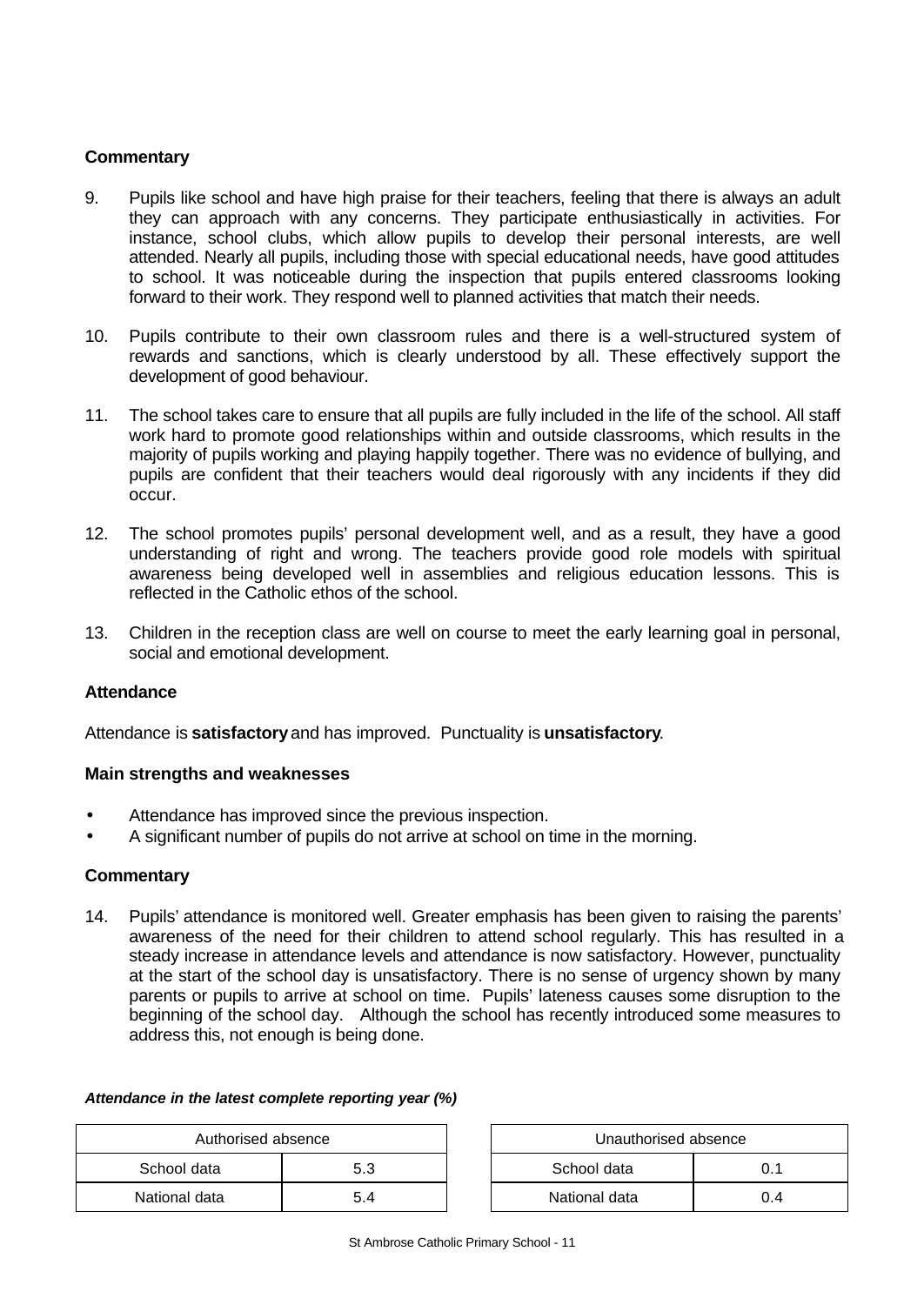**Commentary**

9. Pupils like school and have high praise for their teachers, feeling that there is always an adult they can approach with any concerns. They participate enthusiastically in activities. For instance, school clubs, which allow pupils to develop their personal interests, are well attended. Nearly all pupils, including those with special educational needs, have good attitudes to school. It was noticeable during the inspection that pupils entered classrooms looking forward to their work. They respond well to planned activities that match their needs.

10. Pupils contribute to their own classroom rules and there is a well-structured system of rewards and sanctions, which is clearly understood by all. These effectively support the development of good behaviour.

11. The school takes care to ensure that all pupils are fully included in the life of the school. All staff work hard to promote good relationships within and outside classrooms, which results in the majority of pupils working and playing happily together. There was no evidence of bullying, and pupils are confident that their teachers would deal rigorously with any incidents if they did occur.

12. The school promotes pupils' personal development well, and as a result, they have a good understanding of right and wrong. The teachers provide good role models with spiritual awareness being developed well in assemblies and religious education lessons. This is reflected in the Catholic ethos of the school.

13. Children in the reception class are well on course to meet the early learning goal in personal, social and emotional development.

**Attendance**

Attendance is **satisfactory** and has improved. Punctuality is **unsatisfactory**.

**Main strengths and weaknesses**

- Attendance has improved since the previous inspection.
- A significant number of pupils do not arrive at school on time in the morning.

**Commentary**

14. Pupils' attendance is monitored well. Greater emphasis has been given to raising the parents' awareness of the need for their children to attend school regularly. This has resulted in a steady increase in attendance levels and attendance is now satisfactory. However, punctuality at the start of the school day is unsatisfactory. There is no sense of urgency shown by many parents or pupils to arrive at school on time. Pupils' lateness causes some disruption to the beginning of the school day. Although the school has recently introduced some measures to address this, not enough is being done.

***Attendance in the latest complete reporting year (%)***

| Authorised absence | |
|---|---|
| School data | 5.3 |
| National data | 5.4 |

| Unauthorised absence | |
|---|---|
| School data | 0.1 |
| National data | 0.4 |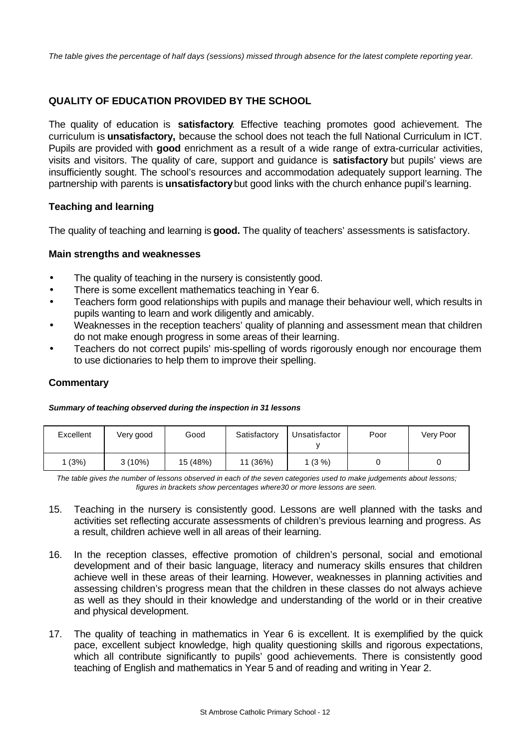*The table gives the percentage of half days (sessions) missed through absence for the latest complete reporting year.*

## QUALITY OF EDUCATION PROVIDED BY THE SCHOOL

The quality of education is **satisfactory**. Effective teaching promotes good achievement. The curriculum is **unsatisfactory,** because the school does not teach the full National Curriculum in ICT. Pupils are provided with **good** enrichment as a result of a wide range of extra-curricular activities, visits and visitors. The quality of care, support and guidance is **satisfactory** but pupils' views are insufficiently sought. The school's resources and accommodation adequately support learning. The partnership with parents is **unsatisfactory** but good links with the church enhance pupil's learning.

### Teaching and learning

The quality of teaching and learning is **good.** The quality of teachers' assessments is satisfactory.

#### Main strengths and weaknesses

- The quality of teaching in the nursery is consistently good.
- There is some excellent mathematics teaching in Year 6.
- Teachers form good relationships with pupils and manage their behaviour well, which results in pupils wanting to learn and work diligently and amicably.
- Weaknesses in the reception teachers' quality of planning and assessment mean that children do not make enough progress in some areas of their learning.
- Teachers do not correct pupils' mis-spelling of words rigorously enough nor encourage them to use dictionaries to help them to improve their spelling.

#### Commentary

***Summary of teaching observed during the inspection in 31 lessons***

| Excellent | Very good | Good | Satisfactory | Unsatisfactory | Poor | Very Poor |
|---|---|---|---|---|---|---|
| 1 (3%) | 3 (10%) | 15 (48%) | 11 (36%) | 1 (3 %) | 0 | 0 |

*The table gives the number of lessons observed in each of the seven categories used to make judgements about lessons; figures in brackets show percentages where30 or more lessons are seen.*

15. Teaching in the nursery is consistently good. Lessons are well planned with the tasks and activities set reflecting accurate assessments of children's previous learning and progress. As a result, children achieve well in all areas of their learning.

16. In the reception classes, effective promotion of children's personal, social and emotional development and of their basic language, literacy and numeracy skills ensures that children achieve well in these areas of their learning. However, weaknesses in planning activities and assessing children's progress mean that the children in these classes do not always achieve as well as they should in their knowledge and understanding of the world or in their creative and physical development.

17. The quality of teaching in mathematics in Year 6 is excellent. It is exemplified by the quick pace, excellent subject knowledge, high quality questioning skills and rigorous expectations, which all contribute significantly to pupils' good achievements. There is consistently good teaching of English and mathematics in Year 5 and of reading and writing in Year 2.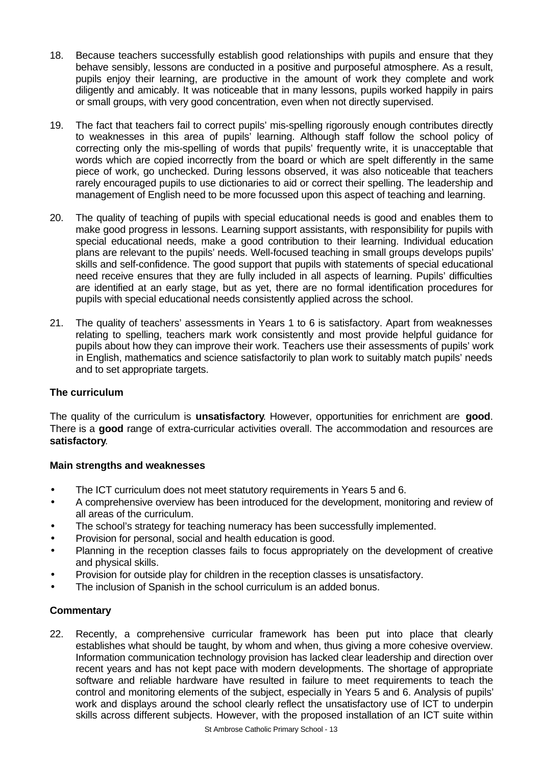18. Because teachers successfully establish good relationships with pupils and ensure that they behave sensibly, lessons are conducted in a positive and purposeful atmosphere. As a result, pupils enjoy their learning, are productive in the amount of work they complete and work diligently and amicably. It was noticeable that in many lessons, pupils worked happily in pairs or small groups, with very good concentration, even when not directly supervised.

19. The fact that teachers fail to correct pupils' mis-spelling rigorously enough contributes directly to weaknesses in this area of pupils' learning. Although staff follow the school policy of correcting only the mis-spelling of words that pupils' frequently write, it is unacceptable that words which are copied incorrectly from the board or which are spelt differently in the same piece of work, go unchecked. During lessons observed, it was also noticeable that teachers rarely encouraged pupils to use dictionaries to aid or correct their spelling. The leadership and management of English need to be more focussed upon this aspect of teaching and learning.

20. The quality of teaching of pupils with special educational needs is good and enables them to make good progress in lessons. Learning support assistants, with responsibility for pupils with special educational needs, make a good contribution to their learning. Individual education plans are relevant to the pupils' needs. Well-focused teaching in small groups develops pupils' skills and self-confidence. The good support that pupils with statements of special educational need receive ensures that they are fully included in all aspects of learning. Pupils' difficulties are identified at an early stage, but as yet, there are no formal identification procedures for pupils with special educational needs consistently applied across the school.

21. The quality of teachers' assessments in Years 1 to 6 is satisfactory. Apart from weaknesses relating to spelling, teachers mark work consistently and most provide helpful guidance for pupils about how they can improve their work. Teachers use their assessments of pupils' work in English, mathematics and science satisfactorily to plan work to suitably match pupils' needs and to set appropriate targets.

### The curriculum

The quality of the curriculum is **unsatisfactory**. However, opportunities for enrichment are **good**. There is a **good** range of extra-curricular activities overall. The accommodation and resources are **satisfactory**.

#### Main strengths and weaknesses

- The ICT curriculum does not meet statutory requirements in Years 5 and 6.
- A comprehensive overview has been introduced for the development, monitoring and review of all areas of the curriculum.
- The school's strategy for teaching numeracy has been successfully implemented.
- Provision for personal, social and health education is good.
- Planning in the reception classes fails to focus appropriately on the development of creative and physical skills.
- Provision for outside play for children in the reception classes is unsatisfactory.
- The inclusion of Spanish in the school curriculum is an added bonus.

#### Commentary

22. Recently, a comprehensive curricular framework has been put into place that clearly establishes what should be taught, by whom and when, thus giving a more cohesive overview. Information communication technology provision has lacked clear leadership and direction over recent years and has not kept pace with modern developments. The shortage of appropriate software and reliable hardware have resulted in failure to meet requirements to teach the control and monitoring elements of the subject, especially in Years 5 and 6. Analysis of pupils' work and displays around the school clearly reflect the unsatisfactory use of ICT to underpin skills across different subjects. However, with the proposed installation of an ICT suite within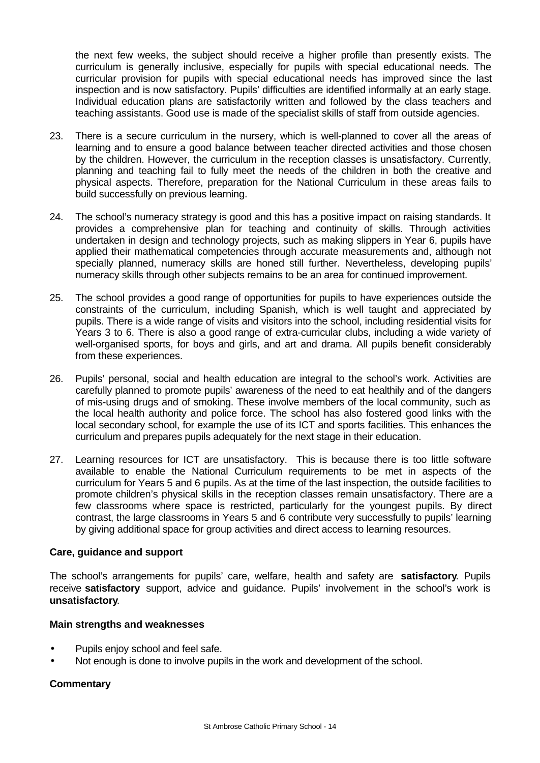the next few weeks, the subject should receive a higher profile than presently exists. The curriculum is generally inclusive, especially for pupils with special educational needs. The curricular provision for pupils with special educational needs has improved since the last inspection and is now satisfactory. Pupils' difficulties are identified informally at an early stage. Individual education plans are satisfactorily written and followed by the class teachers and teaching assistants. Good use is made of the specialist skills of staff from outside agencies.

23. There is a secure curriculum in the nursery, which is well-planned to cover all the areas of learning and to ensure a good balance between teacher directed activities and those chosen by the children. However, the curriculum in the reception classes is unsatisfactory. Currently, planning and teaching fail to fully meet the needs of the children in both the creative and physical aspects. Therefore, preparation for the National Curriculum in these areas fails to build successfully on previous learning.

24. The school's numeracy strategy is good and this has a positive impact on raising standards. It provides a comprehensive plan for teaching and continuity of skills. Through activities undertaken in design and technology projects, such as making slippers in Year 6, pupils have applied their mathematical competencies through accurate measurements and, although not specially planned, numeracy skills are honed still further. Nevertheless, developing pupils' numeracy skills through other subjects remains to be an area for continued improvement.

25. The school provides a good range of opportunities for pupils to have experiences outside the constraints of the curriculum, including Spanish, which is well taught and appreciated by pupils. There is a wide range of visits and visitors into the school, including residential visits for Years 3 to 6. There is also a good range of extra-curricular clubs, including a wide variety of well-organised sports, for boys and girls, and art and drama. All pupils benefit considerably from these experiences.

26. Pupils' personal, social and health education are integral to the school's work. Activities are carefully planned to promote pupils' awareness of the need to eat healthily and of the dangers of mis-using drugs and of smoking. These involve members of the local community, such as the local health authority and police force. The school has also fostered good links with the local secondary school, for example the use of its ICT and sports facilities. This enhances the curriculum and prepares pupils adequately for the next stage in their education.

27. Learning resources for ICT are unsatisfactory. This is because there is too little software available to enable the National Curriculum requirements to be met in aspects of the curriculum for Years 5 and 6 pupils. As at the time of the last inspection, the outside facilities to promote children's physical skills in the reception classes remain unsatisfactory. There are a few classrooms where space is restricted, particularly for the youngest pupils. By direct contrast, the large classrooms in Years 5 and 6 contribute very successfully to pupils' learning by giving additional space for group activities and direct access to learning resources.

### Care, guidance and support

The school's arrangements for pupils' care, welfare, health and safety are **satisfactory**. Pupils receive **satisfactory** support, advice and guidance. Pupils' involvement in the school's work is **unsatisfactory**.

#### Main strengths and weaknesses

- Pupils enjoy school and feel safe.
- Not enough is done to involve pupils in the work and development of the school.

#### Commentary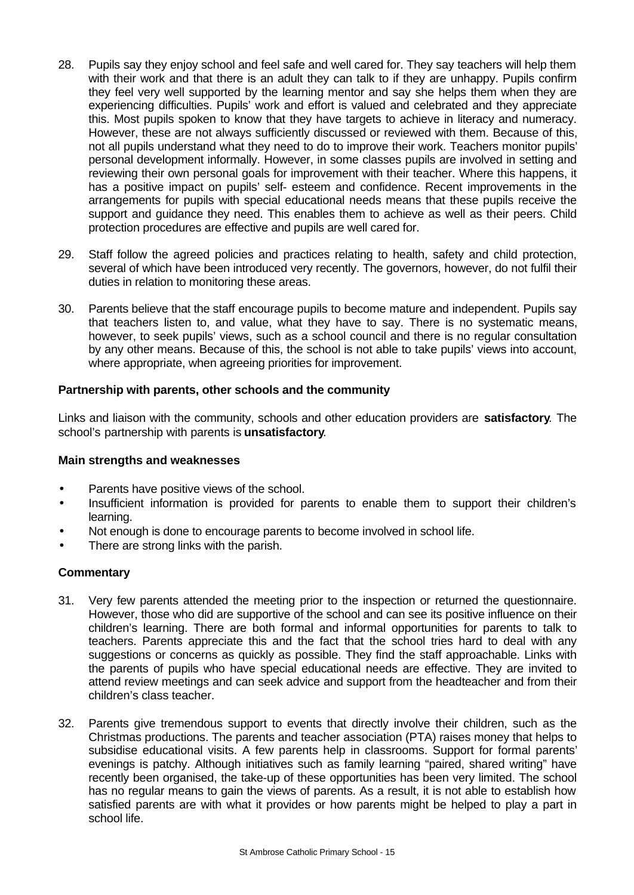28. Pupils say they enjoy school and feel safe and well cared for. They say teachers will help them with their work and that there is an adult they can talk to if they are unhappy. Pupils confirm they feel very well supported by the learning mentor and say she helps them when they are experiencing difficulties. Pupils' work and effort is valued and celebrated and they appreciate this. Most pupils spoken to know that they have targets to achieve in literacy and numeracy. However, these are not always sufficiently discussed or reviewed with them. Because of this, not all pupils understand what they need to do to improve their work. Teachers monitor pupils' personal development informally. However, in some classes pupils are involved in setting and reviewing their own personal goals for improvement with their teacher. Where this happens, it has a positive impact on pupils' self- esteem and confidence. Recent improvements in the arrangements for pupils with special educational needs means that these pupils receive the support and guidance they need. This enables them to achieve as well as their peers. Child protection procedures are effective and pupils are well cared for.

29. Staff follow the agreed policies and practices relating to health, safety and child protection, several of which have been introduced very recently. The governors, however, do not fulfil their duties in relation to monitoring these areas.

30. Parents believe that the staff encourage pupils to become mature and independent. Pupils say that teachers listen to, and value, what they have to say. There is no systematic means, however, to seek pupils' views, such as a school council and there is no regular consultation by any other means. Because of this, the school is not able to take pupils' views into account, where appropriate, when agreeing priorities for improvement.

### Partnership with parents, other schools and the community

Links and liaison with the community, schools and other education providers are **satisfactory**. The school's partnership with parents is **unsatisfactory**.

#### Main strengths and weaknesses

- Parents have positive views of the school.
- Insufficient information is provided for parents to enable them to support their children's learning.
- Not enough is done to encourage parents to become involved in school life.
- There are strong links with the parish.

#### Commentary

31. Very few parents attended the meeting prior to the inspection or returned the questionnaire. However, those who did are supportive of the school and can see its positive influence on their children's learning. There are both formal and informal opportunities for parents to talk to teachers. Parents appreciate this and the fact that the school tries hard to deal with any suggestions or concerns as quickly as possible. They find the staff approachable. Links with the parents of pupils who have special educational needs are effective. They are invited to attend review meetings and can seek advice and support from the headteacher and from their children's class teacher.

32. Parents give tremendous support to events that directly involve their children, such as the Christmas productions. The parents and teacher association (PTA) raises money that helps to subsidise educational visits. A few parents help in classrooms. Support for formal parents' evenings is patchy. Although initiatives such as family learning "paired, shared writing" have recently been organised, the take-up of these opportunities has been very limited. The school has no regular means to gain the views of parents. As a result, it is not able to establish how satisfied parents are with what it provides or how parents might be helped to play a part in school life.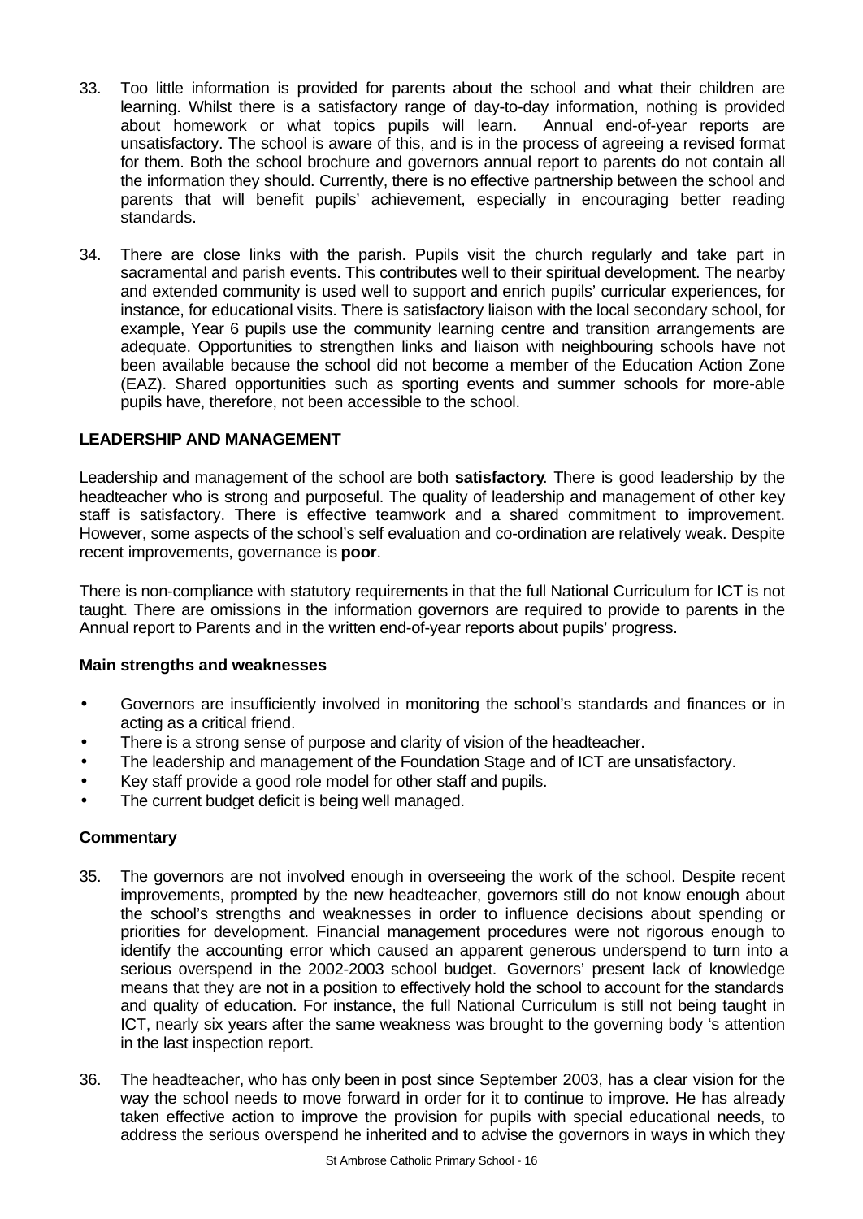33. Too little information is provided for parents about the school and what their children are learning. Whilst there is a satisfactory range of day-to-day information, nothing is provided about homework or what topics pupils will learn. Annual end-of-year reports are unsatisfactory. The school is aware of this, and is in the process of agreeing a revised format for them. Both the school brochure and governors annual report to parents do not contain all the information they should. Currently, there is no effective partnership between the school and parents that will benefit pupils' achievement, especially in encouraging better reading standards.

34. There are close links with the parish. Pupils visit the church regularly and take part in sacramental and parish events. This contributes well to their spiritual development. The nearby and extended community is used well to support and enrich pupils' curricular experiences, for instance, for educational visits. There is satisfactory liaison with the local secondary school, for example, Year 6 pupils use the community learning centre and transition arrangements are adequate. Opportunities to strengthen links and liaison with neighbouring schools have not been available because the school did not become a member of the Education Action Zone (EAZ). Shared opportunities such as sporting events and summer schools for more-able pupils have, therefore, not been accessible to the school.

## LEADERSHIP AND MANAGEMENT

Leadership and management of the school are both **satisfactory**. There is good leadership by the headteacher who is strong and purposeful. The quality of leadership and management of other key staff is satisfactory. There is effective teamwork and a shared commitment to improvement. However, some aspects of the school's self evaluation and co-ordination are relatively weak. Despite recent improvements, governance is **poor**.

There is non-compliance with statutory requirements in that the full National Curriculum for ICT is not taught. There are omissions in the information governors are required to provide to parents in the Annual report to Parents and in the written end-of-year reports about pupils' progress.

### Main strengths and weaknesses

- Governors are insufficiently involved in monitoring the school's standards and finances or in acting as a critical friend.
- There is a strong sense of purpose and clarity of vision of the headteacher.
- The leadership and management of the Foundation Stage and of ICT are unsatisfactory.
- Key staff provide a good role model for other staff and pupils.
- The current budget deficit is being well managed.

### Commentary

35. The governors are not involved enough in overseeing the work of the school. Despite recent improvements, prompted by the new headteacher, governors still do not know enough about the school's strengths and weaknesses in order to influence decisions about spending or priorities for development. Financial management procedures were not rigorous enough to identify the accounting error which caused an apparent generous underspend to turn into a serious overspend in the 2002-2003 school budget. Governors' present lack of knowledge means that they are not in a position to effectively hold the school to account for the standards and quality of education. For instance, the full National Curriculum is still not being taught in ICT, nearly six years after the same weakness was brought to the governing body 's attention in the last inspection report.

36. The headteacher, who has only been in post since September 2003, has a clear vision for the way the school needs to move forward in order for it to continue to improve. He has already taken effective action to improve the provision for pupils with special educational needs, to address the serious overspend he inherited and to advise the governors in ways in which they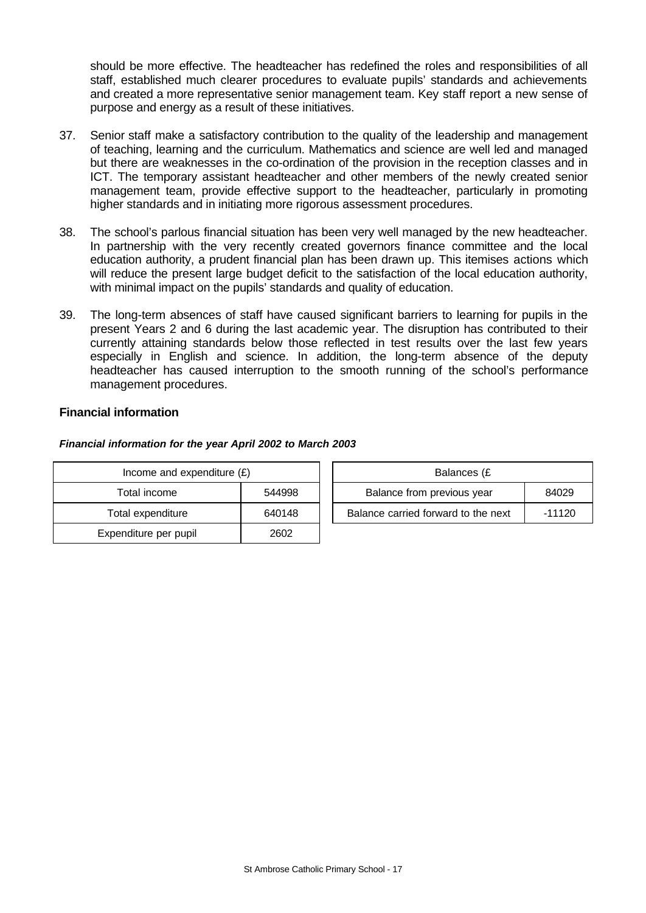should be more effective. The headteacher has redefined the roles and responsibilities of all staff, established much clearer procedures to evaluate pupils' standards and achievements and created a more representative senior management team. Key staff report a new sense of purpose and energy as a result of these initiatives.

37. Senior staff make a satisfactory contribution to the quality of the leadership and management of teaching, learning and the curriculum. Mathematics and science are well led and managed but there are weaknesses in the co-ordination of the provision in the reception classes and in ICT. The temporary assistant headteacher and other members of the newly created senior management team, provide effective support to the headteacher, particularly in promoting higher standards and in initiating more rigorous assessment procedures.

38. The school's parlous financial situation has been very well managed by the new headteacher. In partnership with the very recently created governors finance committee and the local education authority, a prudent financial plan has been drawn up. This itemises actions which will reduce the present large budget deficit to the satisfaction of the local education authority, with minimal impact on the pupils' standards and quality of education.

39. The long-term absences of staff have caused significant barriers to learning for pupils in the present Years 2 and 6 during the last academic year. The disruption has contributed to their currently attaining standards below those reflected in test results over the last few years especially in English and science. In addition, the long-term absence of the deputy headteacher has caused interruption to the smooth running of the school's performance management procedures.

**Financial information**

***Financial information for the year April 2002 to March 2003***

| Income and expenditure (£) | |
|---|---|
| Total income | 544998 |
| Total expenditure | 640148 |
| Expenditure per pupil | 2602 |

| Balances (£ | |
|---|---|
| Balance from previous year | 84029 |
| Balance carried forward to the next | -11120 |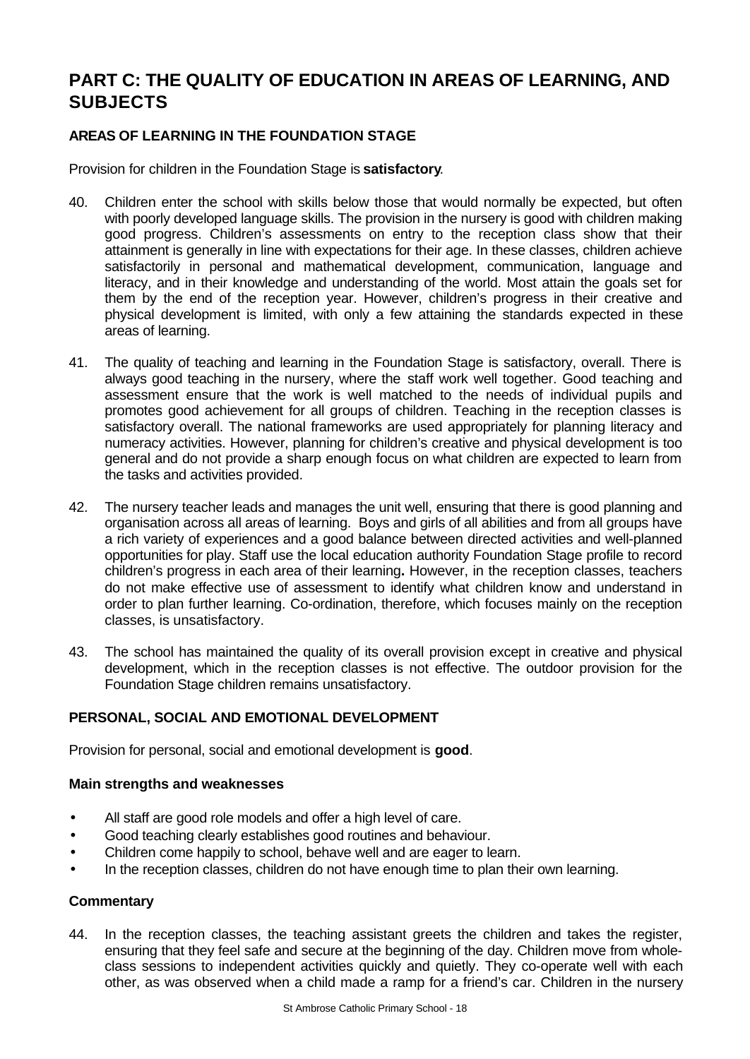# PART C: THE QUALITY OF EDUCATION IN AREAS OF LEARNING, AND SUBJECTS

## AREAS OF LEARNING IN THE FOUNDATION STAGE

Provision for children in the Foundation Stage is **satisfactory**.

40. Children enter the school with skills below those that would normally be expected, but often with poorly developed language skills. The provision in the nursery is good with children making good progress. Children's assessments on entry to the reception class show that their attainment is generally in line with expectations for their age. In these classes, children achieve satisfactorily in personal and mathematical development, communication, language and literacy, and in their knowledge and understanding of the world. Most attain the goals set for them by the end of the reception year. However, children's progress in their creative and physical development is limited, with only a few attaining the standards expected in these areas of learning.

41. The quality of teaching and learning in the Foundation Stage is satisfactory, overall. There is always good teaching in the nursery, where the staff work well together. Good teaching and assessment ensure that the work is well matched to the needs of individual pupils and promotes good achievement for all groups of children. Teaching in the reception classes is satisfactory overall. The national frameworks are used appropriately for planning literacy and numeracy activities. However, planning for children's creative and physical development is too general and do not provide a sharp enough focus on what children are expected to learn from the tasks and activities provided.

42. The nursery teacher leads and manages the unit well, ensuring that there is good planning and organisation across all areas of learning. Boys and girls of all abilities and from all groups have a rich variety of experiences and a good balance between directed activities and well-planned opportunities for play. Staff use the local education authority Foundation Stage profile to record children's progress in each area of their learning**.** However, in the reception classes, teachers do not make effective use of assessment to identify what children know and understand in order to plan further learning. Co-ordination, therefore, which focuses mainly on the reception classes, is unsatisfactory.

43. The school has maintained the quality of its overall provision except in creative and physical development, which in the reception classes is not effective. The outdoor provision for the Foundation Stage children remains unsatisfactory.

## PERSONAL, SOCIAL AND EMOTIONAL DEVELOPMENT

Provision for personal, social and emotional development is **good**.

### Main strengths and weaknesses

- All staff are good role models and offer a high level of care.
- Good teaching clearly establishes good routines and behaviour.
- Children come happily to school, behave well and are eager to learn.
- In the reception classes, children do not have enough time to plan their own learning.

### Commentary

44. In the reception classes, the teaching assistant greets the children and takes the register, ensuring that they feel safe and secure at the beginning of the day. Children move from whole-class sessions to independent activities quickly and quietly. They co-operate well with each other, as was observed when a child made a ramp for a friend's car. Children in the nursery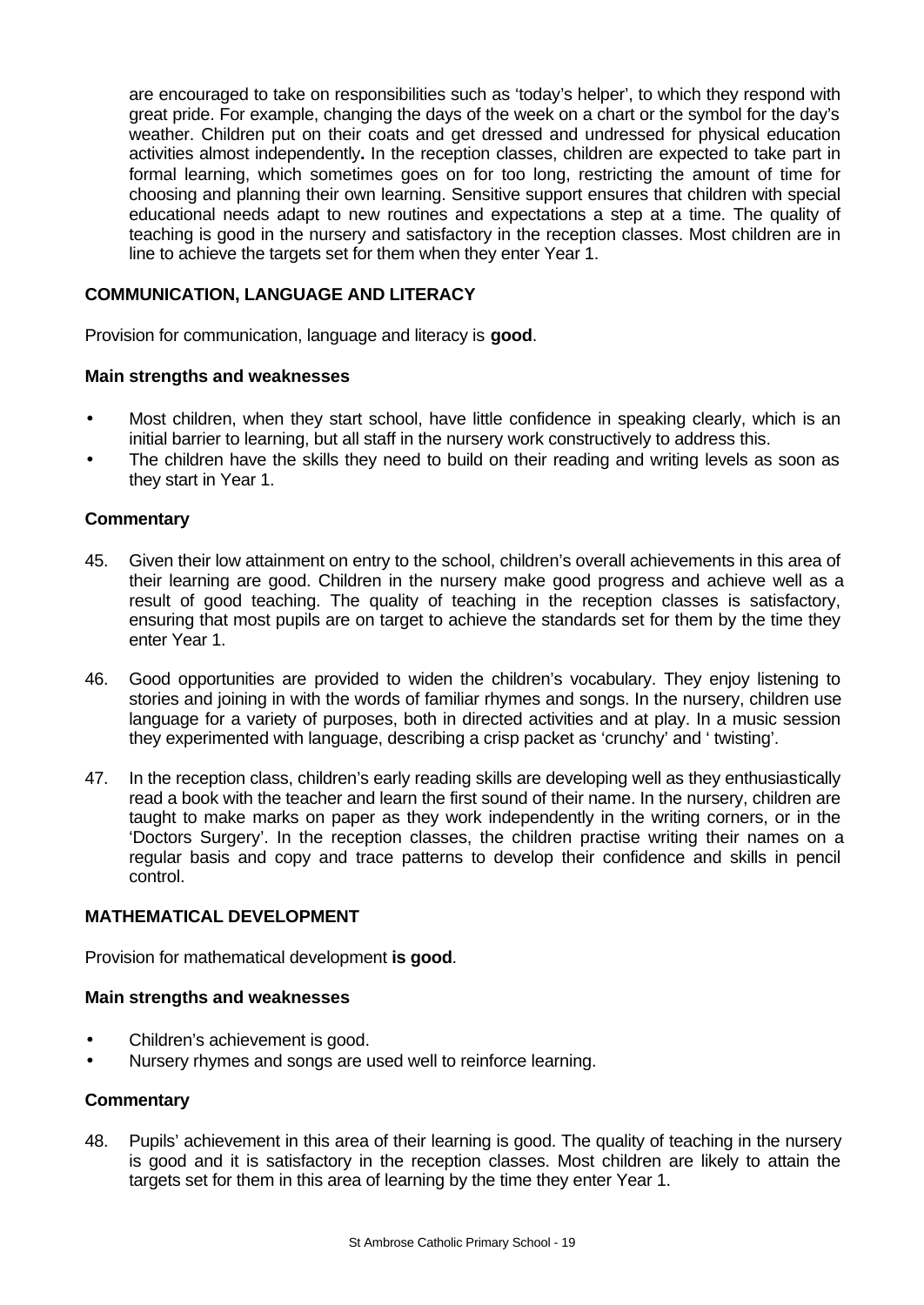are encouraged to take on responsibilities such as 'today's helper', to which they respond with great pride. For example, changing the days of the week on a chart or the symbol for the day's weather. Children put on their coats and get dressed and undressed for physical education activities almost independently**.** In the reception classes, children are expected to take part in formal learning, which sometimes goes on for too long, restricting the amount of time for choosing and planning their own learning. Sensitive support ensures that children with special educational needs adapt to new routines and expectations a step at a time. The quality of teaching is good in the nursery and satisfactory in the reception classes. Most children are in line to achieve the targets set for them when they enter Year 1.

## COMMUNICATION, LANGUAGE AND LITERACY

Provision for communication, language and literacy is **good**.

### Main strengths and weaknesses

- Most children, when they start school, have little confidence in speaking clearly, which is an initial barrier to learning, but all staff in the nursery work constructively to address this.
- The children have the skills they need to build on their reading and writing levels as soon as they start in Year 1.

### Commentary

45. Given their low attainment on entry to the school, children's overall achievements in this area of their learning are good. Children in the nursery make good progress and achieve well as a result of good teaching. The quality of teaching in the reception classes is satisfactory, ensuring that most pupils are on target to achieve the standards set for them by the time they enter Year 1.

46. Good opportunities are provided to widen the children's vocabulary. They enjoy listening to stories and joining in with the words of familiar rhymes and songs. In the nursery, children use language for a variety of purposes, both in directed activities and at play. In a music session they experimented with language, describing a crisp packet as 'crunchy' and ' twisting'.

47. In the reception class, children's early reading skills are developing well as they enthusiastically read a book with the teacher and learn the first sound of their name. In the nursery, children are taught to make marks on paper as they work independently in the writing corners, or in the 'Doctors Surgery'. In the reception classes, the children practise writing their names on a regular basis and copy and trace patterns to develop their confidence and skills in pencil control.

## MATHEMATICAL DEVELOPMENT

Provision for mathematical development **is good**.

### Main strengths and weaknesses

- Children's achievement is good.
- Nursery rhymes and songs are used well to reinforce learning.

### Commentary

48. Pupils' achievement in this area of their learning is good. The quality of teaching in the nursery is good and it is satisfactory in the reception classes. Most children are likely to attain the targets set for them in this area of learning by the time they enter Year 1.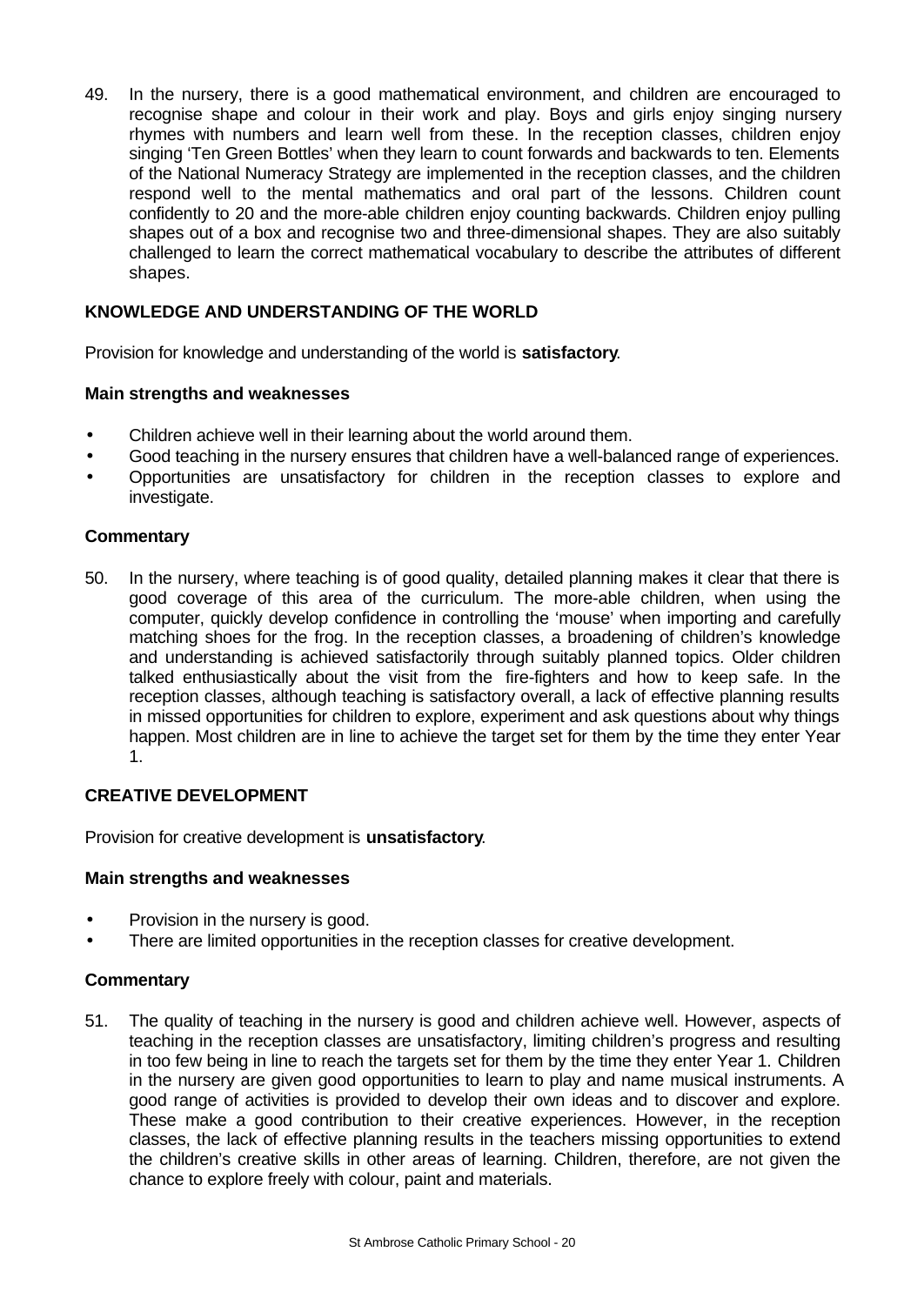49. In the nursery, there is a good mathematical environment, and children are encouraged to recognise shape and colour in their work and play. Boys and girls enjoy singing nursery rhymes with numbers and learn well from these. In the reception classes, children enjoy singing 'Ten Green Bottles' when they learn to count forwards and backwards to ten. Elements of the National Numeracy Strategy are implemented in the reception classes, and the children respond well to the mental mathematics and oral part of the lessons. Children count confidently to 20 and the more-able children enjoy counting backwards. Children enjoy pulling shapes out of a box and recognise two and three-dimensional shapes. They are also suitably challenged to learn the correct mathematical vocabulary to describe the attributes of different shapes.

### KNOWLEDGE AND UNDERSTANDING OF THE WORLD

Provision for knowledge and understanding of the world is **satisfactory**.

#### Main strengths and weaknesses

- Children achieve well in their learning about the world around them.
- Good teaching in the nursery ensures that children have a well-balanced range of experiences.
- Opportunities are unsatisfactory for children in the reception classes to explore and investigate.

#### Commentary

50. In the nursery, where teaching is of good quality, detailed planning makes it clear that there is good coverage of this area of the curriculum. The more-able children, when using the computer, quickly develop confidence in controlling the 'mouse' when importing and carefully matching shoes for the frog. In the reception classes, a broadening of children's knowledge and understanding is achieved satisfactorily through suitably planned topics. Older children talked enthusiastically about the visit from the fire-fighters and how to keep safe. In the reception classes, although teaching is satisfactory overall, a lack of effective planning results in missed opportunities for children to explore, experiment and ask questions about why things happen. Most children are in line to achieve the target set for them by the time they enter Year 1.

### CREATIVE DEVELOPMENT

Provision for creative development is **unsatisfactory**.

#### Main strengths and weaknesses

- Provision in the nursery is good.
- There are limited opportunities in the reception classes for creative development.

#### Commentary

51. The quality of teaching in the nursery is good and children achieve well. However, aspects of teaching in the reception classes are unsatisfactory, limiting children's progress and resulting in too few being in line to reach the targets set for them by the time they enter Year 1. Children in the nursery are given good opportunities to learn to play and name musical instruments. A good range of activities is provided to develop their own ideas and to discover and explore. These make a good contribution to their creative experiences. However, in the reception classes, the lack of effective planning results in the teachers missing opportunities to extend the children's creative skills in other areas of learning. Children, therefore, are not given the chance to explore freely with colour, paint and materials.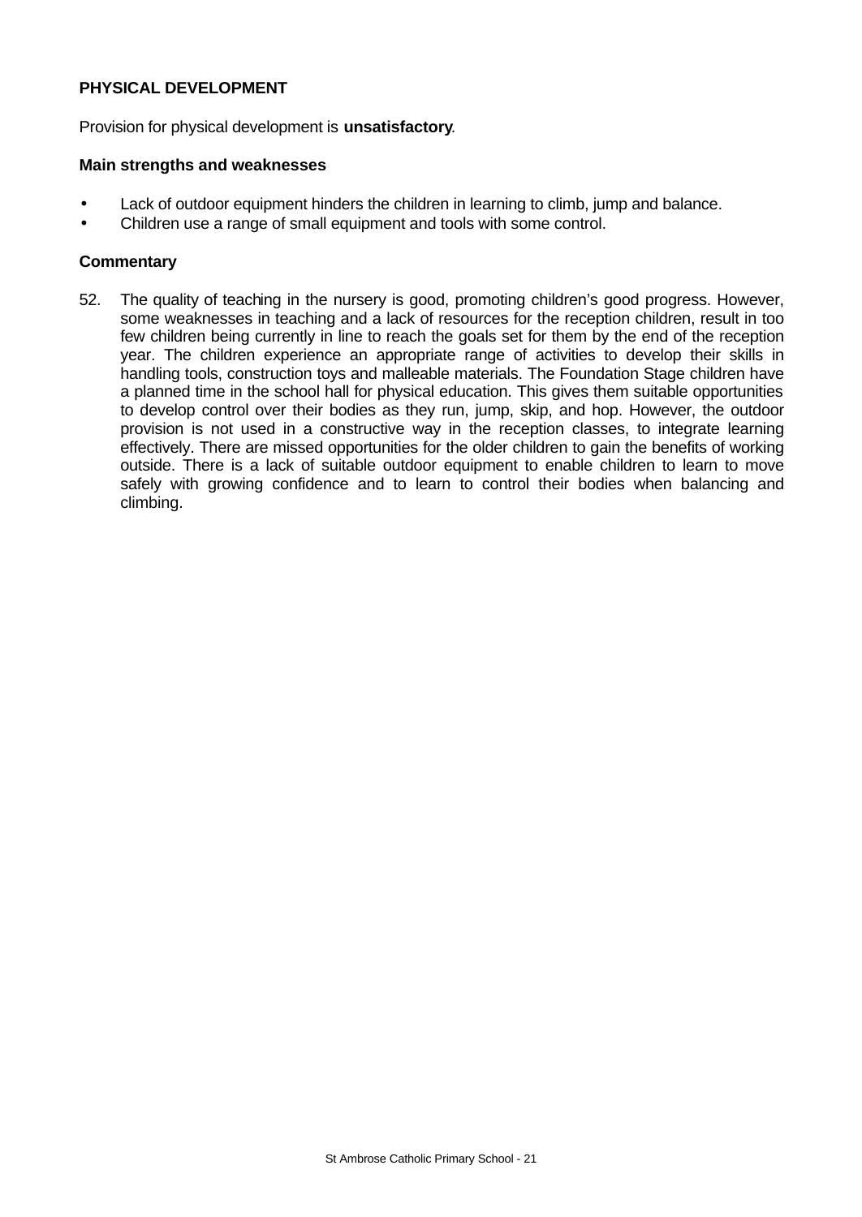### PHYSICAL DEVELOPMENT

Provision for physical development is **unsatisfactory**.

#### Main strengths and weaknesses

- Lack of outdoor equipment hinders the children in learning to climb, jump and balance.
- Children use a range of small equipment and tools with some control.

#### Commentary

52. The quality of teaching in the nursery is good, promoting children's good progress. However, some weaknesses in teaching and a lack of resources for the reception children, result in too few children being currently in line to reach the goals set for them by the end of the reception year. The children experience an appropriate range of activities to develop their skills in handling tools, construction toys and malleable materials. The Foundation Stage children have a planned time in the school hall for physical education. This gives them suitable opportunities to develop control over their bodies as they run, jump, skip, and hop. However, the outdoor provision is not used in a constructive way in the reception classes, to integrate learning effectively. There are missed opportunities for the older children to gain the benefits of working outside. There is a lack of suitable outdoor equipment to enable children to learn to move safely with growing confidence and to learn to control their bodies when balancing and climbing.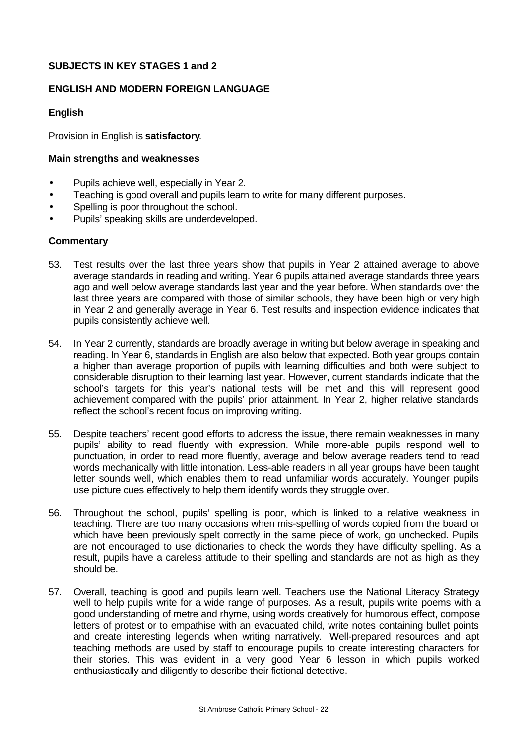## SUBJECTS IN KEY STAGES 1 and 2

## ENGLISH AND MODERN FOREIGN LANGUAGE

### English

Provision in English is **satisfactory**.

**Main strengths and weaknesses**

- Pupils achieve well, especially in Year 2.
- Teaching is good overall and pupils learn to write for many different purposes.
- Spelling is poor throughout the school.
- Pupils' speaking skills are underdeveloped.

**Commentary**

53. Test results over the last three years show that pupils in Year 2 attained average to above average standards in reading and writing. Year 6 pupils attained average standards three years ago and well below average standards last year and the year before. When standards over the last three years are compared with those of similar schools, they have been high or very high in Year 2 and generally average in Year 6. Test results and inspection evidence indicates that pupils consistently achieve well.

54. In Year 2 currently, standards are broadly average in writing but below average in speaking and reading. In Year 6, standards in English are also below that expected. Both year groups contain a higher than average proportion of pupils with learning difficulties and both were subject to considerable disruption to their learning last year. However, current standards indicate that the school's targets for this year's national tests will be met and this will represent good achievement compared with the pupils' prior attainment. In Year 2, higher relative standards reflect the school's recent focus on improving writing.

55. Despite teachers' recent good efforts to address the issue, there remain weaknesses in many pupils' ability to read fluently with expression. While more-able pupils respond well to punctuation, in order to read more fluently, average and below average readers tend to read words mechanically with little intonation. Less-able readers in all year groups have been taught letter sounds well, which enables them to read unfamiliar words accurately. Younger pupils use picture cues effectively to help them identify words they struggle over.

56. Throughout the school, pupils' spelling is poor, which is linked to a relative weakness in teaching. There are too many occasions when mis-spelling of words copied from the board or which have been previously spelt correctly in the same piece of work, go unchecked. Pupils are not encouraged to use dictionaries to check the words they have difficulty spelling. As a result, pupils have a careless attitude to their spelling and standards are not as high as they should be.

57. Overall, teaching is good and pupils learn well. Teachers use the National Literacy Strategy well to help pupils write for a wide range of purposes. As a result, pupils write poems with a good understanding of metre and rhyme, using words creatively for humorous effect, compose letters of protest or to empathise with an evacuated child, write notes containing bullet points and create interesting legends when writing narratively. Well-prepared resources and apt teaching methods are used by staff to encourage pupils to create interesting characters for their stories. This was evident in a very good Year 6 lesson in which pupils worked enthusiastically and diligently to describe their fictional detective.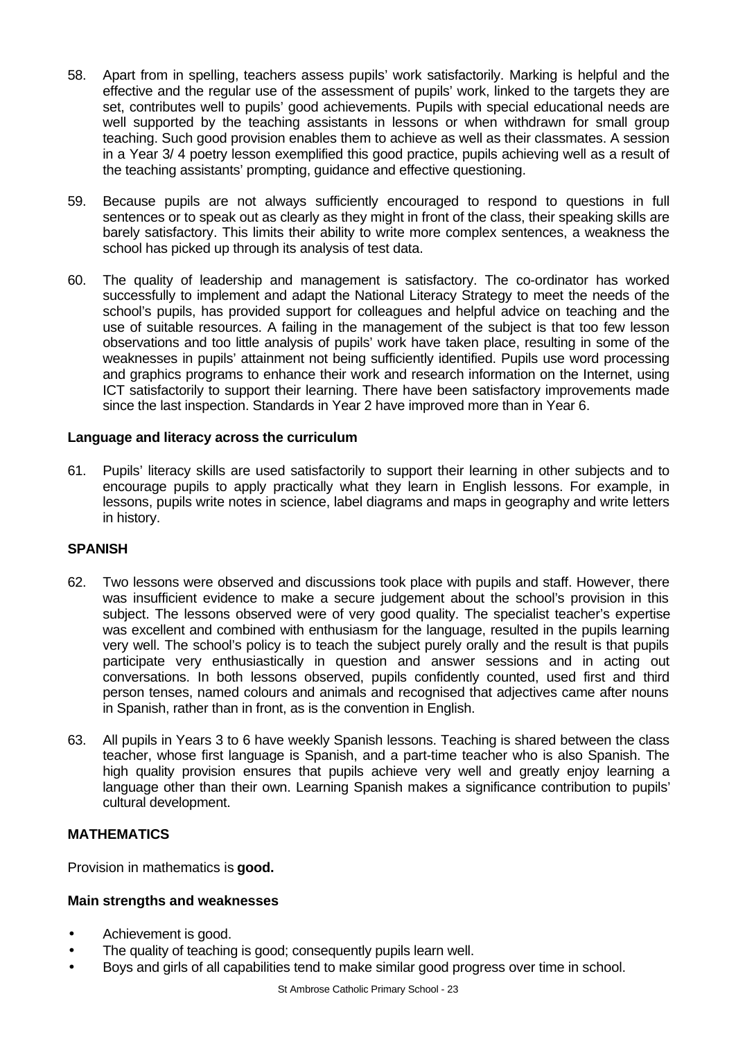58. Apart from in spelling, teachers assess pupils' work satisfactorily. Marking is helpful and the effective and the regular use of the assessment of pupils' work, linked to the targets they are set, contributes well to pupils' good achievements. Pupils with special educational needs are well supported by the teaching assistants in lessons or when withdrawn for small group teaching. Such good provision enables them to achieve as well as their classmates. A session in a Year 3/ 4 poetry lesson exemplified this good practice, pupils achieving well as a result of the teaching assistants' prompting, guidance and effective questioning.

59. Because pupils are not always sufficiently encouraged to respond to questions in full sentences or to speak out as clearly as they might in front of the class, their speaking skills are barely satisfactory. This limits their ability to write more complex sentences, a weakness the school has picked up through its analysis of test data.

60. The quality of leadership and management is satisfactory. The co-ordinator has worked successfully to implement and adapt the National Literacy Strategy to meet the needs of the school's pupils, has provided support for colleagues and helpful advice on teaching and the use of suitable resources. A failing in the management of the subject is that too few lesson observations and too little analysis of pupils' work have taken place, resulting in some of the weaknesses in pupils' attainment not being sufficiently identified. Pupils use word processing and graphics programs to enhance their work and research information on the Internet, using ICT satisfactorily to support their learning. There have been satisfactory improvements made since the last inspection. Standards in Year 2 have improved more than in Year 6.

**Language and literacy across the curriculum**

61. Pupils' literacy skills are used satisfactorily to support their learning in other subjects and to encourage pupils to apply practically what they learn in English lessons. For example, in lessons, pupils write notes in science, label diagrams and maps in geography and write letters in history.

## SPANISH

62. Two lessons were observed and discussions took place with pupils and staff. However, there was insufficient evidence to make a secure judgement about the school's provision in this subject. The lessons observed were of very good quality. The specialist teacher's expertise was excellent and combined with enthusiasm for the language, resulted in the pupils learning very well. The school's policy is to teach the subject purely orally and the result is that pupils participate very enthusiastically in question and answer sessions and in acting out conversations. In both lessons observed, pupils confidently counted, used first and third person tenses, named colours and animals and recognised that adjectives came after nouns in Spanish, rather than in front, as is the convention in English.

63. All pupils in Years 3 to 6 have weekly Spanish lessons. Teaching is shared between the class teacher, whose first language is Spanish, and a part-time teacher who is also Spanish. The high quality provision ensures that pupils achieve very well and greatly enjoy learning a language other than their own. Learning Spanish makes a significance contribution to pupils' cultural development.

## MATHEMATICS

Provision in mathematics is **good.**

**Main strengths and weaknesses**

- Achievement is good.
- The quality of teaching is good; consequently pupils learn well.
- Boys and girls of all capabilities tend to make similar good progress over time in school.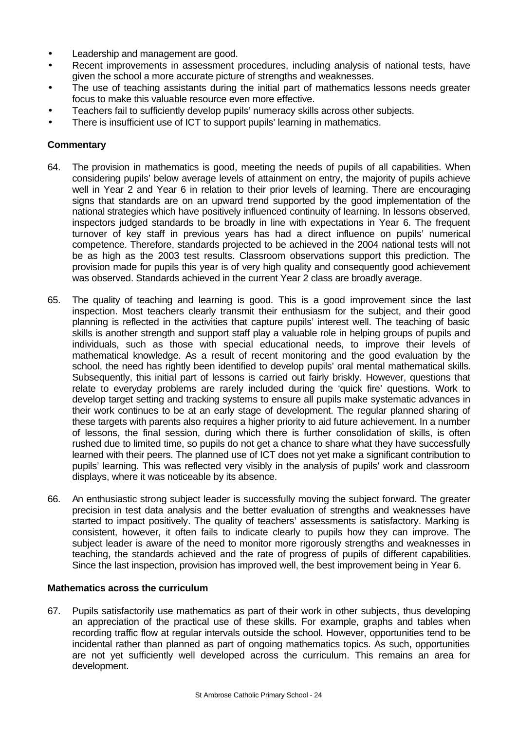- Leadership and management are good.
- Recent improvements in assessment procedures, including analysis of national tests, have given the school a more accurate picture of strengths and weaknesses.
- The use of teaching assistants during the initial part of mathematics lessons needs greater focus to make this valuable resource even more effective.
- Teachers fail to sufficiently develop pupils' numeracy skills across other subjects.
- There is insufficient use of ICT to support pupils' learning in mathematics.

**Commentary**

64. The provision in mathematics is good, meeting the needs of pupils of all capabilities. When considering pupils' below average levels of attainment on entry, the majority of pupils achieve well in Year 2 and Year 6 in relation to their prior levels of learning. There are encouraging signs that standards are on an upward trend supported by the good implementation of the national strategies which have positively influenced continuity of learning. In lessons observed, inspectors judged standards to be broadly in line with expectations in Year 6. The frequent turnover of key staff in previous years has had a direct influence on pupils' numerical competence. Therefore, standards projected to be achieved in the 2004 national tests will not be as high as the 2003 test results. Classroom observations support this prediction. The provision made for pupils this year is of very high quality and consequently good achievement was observed. Standards achieved in the current Year 2 class are broadly average.

65. The quality of teaching and learning is good. This is a good improvement since the last inspection. Most teachers clearly transmit their enthusiasm for the subject, and their good planning is reflected in the activities that capture pupils' interest well. The teaching of basic skills is another strength and support staff play a valuable role in helping groups of pupils and individuals, such as those with special educational needs, to improve their levels of mathematical knowledge. As a result of recent monitoring and the good evaluation by the school, the need has rightly been identified to develop pupils' oral mental mathematical skills. Subsequently, this initial part of lessons is carried out fairly briskly. However, questions that relate to everyday problems are rarely included during the 'quick fire' questions. Work to develop target setting and tracking systems to ensure all pupils make systematic advances in their work continues to be at an early stage of development. The regular planned sharing of these targets with parents also requires a higher priority to aid future achievement. In a number of lessons, the final session, during which there is further consolidation of skills, is often rushed due to limited time, so pupils do not get a chance to share what they have successfully learned with their peers. The planned use of ICT does not yet make a significant contribution to pupils' learning. This was reflected very visibly in the analysis of pupils' work and classroom displays, where it was noticeable by its absence.

66. An enthusiastic strong subject leader is successfully moving the subject forward. The greater precision in test data analysis and the better evaluation of strengths and weaknesses have started to impact positively. The quality of teachers' assessments is satisfactory. Marking is consistent, however, it often fails to indicate clearly to pupils how they can improve. The subject leader is aware of the need to monitor more rigorously strengths and weaknesses in teaching, the standards achieved and the rate of progress of pupils of different capabilities. Since the last inspection, provision has improved well, the best improvement being in Year 6.

**Mathematics across the curriculum**

67. Pupils satisfactorily use mathematics as part of their work in other subjects, thus developing an appreciation of the practical use of these skills. For example, graphs and tables when recording traffic flow at regular intervals outside the school. However, opportunities tend to be incidental rather than planned as part of ongoing mathematics topics. As such, opportunities are not yet sufficiently well developed across the curriculum. This remains an area for development.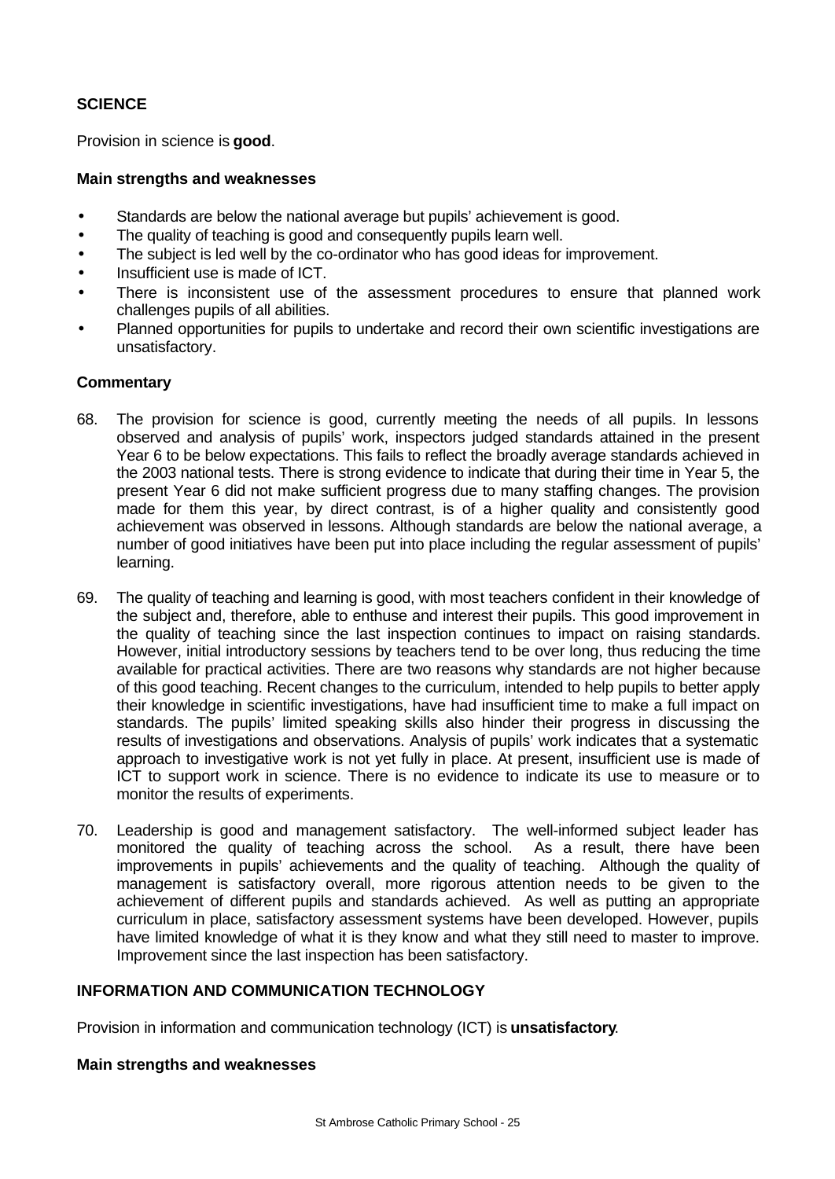### SCIENCE

Provision in science is **good**.

#### Main strengths and weaknesses

- Standards are below the national average but pupils' achievement is good.
- The quality of teaching is good and consequently pupils learn well.
- The subject is led well by the co-ordinator who has good ideas for improvement.
- Insufficient use is made of ICT.
- There is inconsistent use of the assessment procedures to ensure that planned work challenges pupils of all abilities.
- Planned opportunities for pupils to undertake and record their own scientific investigations are unsatisfactory.

#### Commentary

68. The provision for science is good, currently meeting the needs of all pupils. In lessons observed and analysis of pupils' work, inspectors judged standards attained in the present Year 6 to be below expectations. This fails to reflect the broadly average standards achieved in the 2003 national tests. There is strong evidence to indicate that during their time in Year 5, the present Year 6 did not make sufficient progress due to many staffing changes. The provision made for them this year, by direct contrast, is of a higher quality and consistently good achievement was observed in lessons. Although standards are below the national average, a number of good initiatives have been put into place including the regular assessment of pupils' learning.

69. The quality of teaching and learning is good, with most teachers confident in their knowledge of the subject and, therefore, able to enthuse and interest their pupils. This good improvement in the quality of teaching since the last inspection continues to impact on raising standards. However, initial introductory sessions by teachers tend to be over long, thus reducing the time available for practical activities. There are two reasons why standards are not higher because of this good teaching. Recent changes to the curriculum, intended to help pupils to better apply their knowledge in scientific investigations, have had insufficient time to make a full impact on standards. The pupils' limited speaking skills also hinder their progress in discussing the results of investigations and observations. Analysis of pupils' work indicates that a systematic approach to investigative work is not yet fully in place. At present, insufficient use is made of ICT to support work in science. There is no evidence to indicate its use to measure or to monitor the results of experiments.

70. Leadership is good and management satisfactory. The well-informed subject leader has monitored the quality of teaching across the school. As a result, there have been improvements in pupils' achievements and the quality of teaching. Although the quality of management is satisfactory overall, more rigorous attention needs to be given to the achievement of different pupils and standards achieved. As well as putting an appropriate curriculum in place, satisfactory assessment systems have been developed. However, pupils have limited knowledge of what it is they know and what they still need to master to improve. Improvement since the last inspection has been satisfactory.

### INFORMATION AND COMMUNICATION TECHNOLOGY

Provision in information and communication technology (ICT) is **unsatisfactory**.

#### Main strengths and weaknesses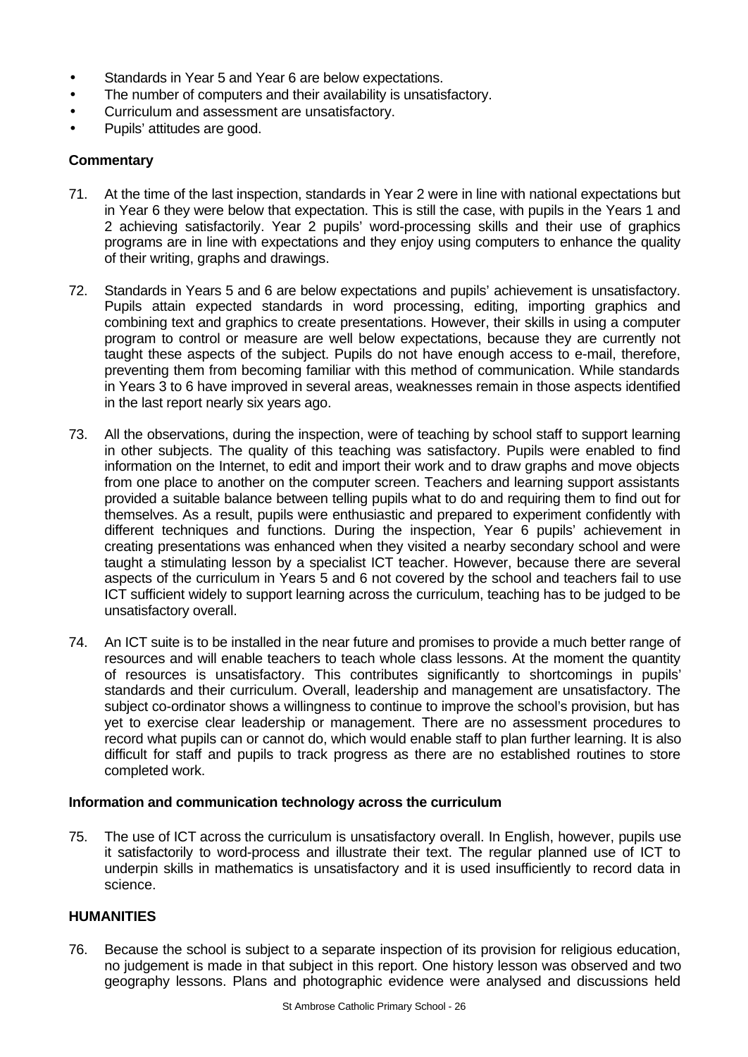- Standards in Year 5 and Year 6 are below expectations.
- The number of computers and their availability is unsatisfactory.
- Curriculum and assessment are unsatisfactory.
- Pupils' attitudes are good.

**Commentary**

71. At the time of the last inspection, standards in Year 2 were in line with national expectations but in Year 6 they were below that expectation. This is still the case, with pupils in the Years 1 and 2 achieving satisfactorily. Year 2 pupils' word-processing skills and their use of graphics programs are in line with expectations and they enjoy using computers to enhance the quality of their writing, graphs and drawings.

72. Standards in Years 5 and 6 are below expectations and pupils' achievement is unsatisfactory. Pupils attain expected standards in word processing, editing, importing graphics and combining text and graphics to create presentations. However, their skills in using a computer program to control or measure are well below expectations, because they are currently not taught these aspects of the subject. Pupils do not have enough access to e-mail, therefore, preventing them from becoming familiar with this method of communication. While standards in Years 3 to 6 have improved in several areas, weaknesses remain in those aspects identified in the last report nearly six years ago.

73. All the observations, during the inspection, were of teaching by school staff to support learning in other subjects. The quality of this teaching was satisfactory. Pupils were enabled to find information on the Internet, to edit and import their work and to draw graphs and move objects from one place to another on the computer screen. Teachers and learning support assistants provided a suitable balance between telling pupils what to do and requiring them to find out for themselves. As a result, pupils were enthusiastic and prepared to experiment confidently with different techniques and functions. During the inspection, Year 6 pupils' achievement in creating presentations was enhanced when they visited a nearby secondary school and were taught a stimulating lesson by a specialist ICT teacher. However, because there are several aspects of the curriculum in Years 5 and 6 not covered by the school and teachers fail to use ICT sufficient widely to support learning across the curriculum, teaching has to be judged to be unsatisfactory overall.

74. An ICT suite is to be installed in the near future and promises to provide a much better range of resources and will enable teachers to teach whole class lessons. At the moment the quantity of resources is unsatisfactory. This contributes significantly to shortcomings in pupils' standards and their curriculum. Overall, leadership and management are unsatisfactory. The subject co-ordinator shows a willingness to continue to improve the school's provision, but has yet to exercise clear leadership or management. There are no assessment procedures to record what pupils can or cannot do, which would enable staff to plan further learning. It is also difficult for staff and pupils to track progress as there are no established routines to store completed work.

**Information and communication technology across the curriculum**

75. The use of ICT across the curriculum is unsatisfactory overall. In English, however, pupils use it satisfactorily to word-process and illustrate their text. The regular planned use of ICT to underpin skills in mathematics is unsatisfactory and it is used insufficiently to record data in science.

**HUMANITIES**

76. Because the school is subject to a separate inspection of its provision for religious education, no judgement is made in that subject in this report. One history lesson was observed and two geography lessons. Plans and photographic evidence were analysed and discussions held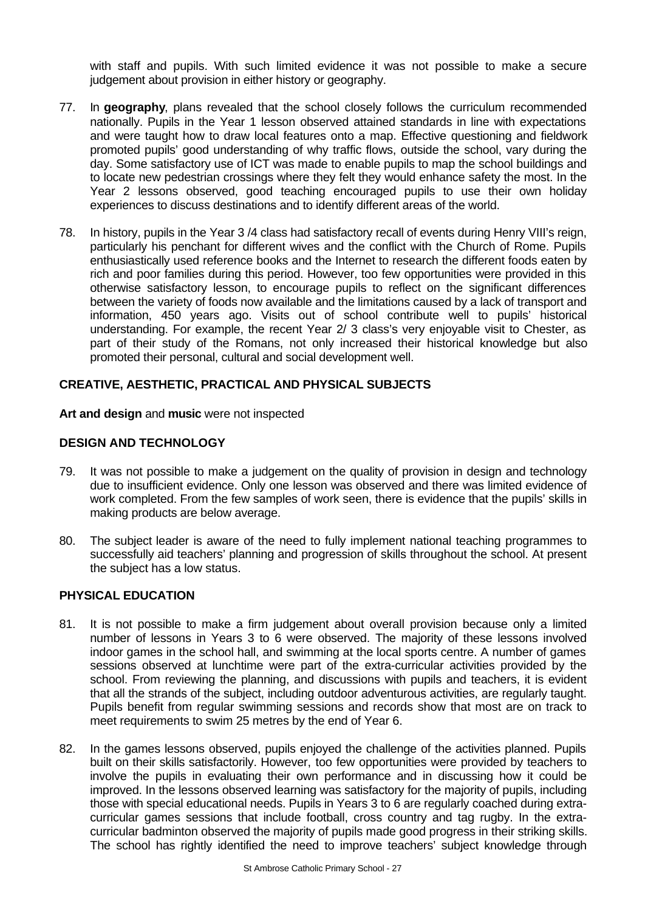with staff and pupils. With such limited evidence it was not possible to make a secure judgement about provision in either history or geography.

77. In **geography**, plans revealed that the school closely follows the curriculum recommended nationally. Pupils in the Year 1 lesson observed attained standards in line with expectations and were taught how to draw local features onto a map. Effective questioning and fieldwork promoted pupils' good understanding of why traffic flows, outside the school, vary during the day. Some satisfactory use of ICT was made to enable pupils to map the school buildings and to locate new pedestrian crossings where they felt they would enhance safety the most. In the Year 2 lessons observed, good teaching encouraged pupils to use their own holiday experiences to discuss destinations and to identify different areas of the world.

78. In history, pupils in the Year 3 /4 class had satisfactory recall of events during Henry VIII's reign, particularly his penchant for different wives and the conflict with the Church of Rome. Pupils enthusiastically used reference books and the Internet to research the different foods eaten by rich and poor families during this period. However, too few opportunities were provided in this otherwise satisfactory lesson, to encourage pupils to reflect on the significant differences between the variety of foods now available and the limitations caused by a lack of transport and information, 450 years ago. Visits out of school contribute well to pupils' historical understanding. For example, the recent Year 2/ 3 class's very enjoyable visit to Chester, as part of their study of the Romans, not only increased their historical knowledge but also promoted their personal, cultural and social development well.

## CREATIVE, AESTHETIC, PRACTICAL AND PHYSICAL SUBJECTS

**Art and design** and **music** were not inspected

### DESIGN AND TECHNOLOGY

79. It was not possible to make a judgement on the quality of provision in design and technology due to insufficient evidence. Only one lesson was observed and there was limited evidence of work completed. From the few samples of work seen, there is evidence that the pupils' skills in making products are below average.

80. The subject leader is aware of the need to fully implement national teaching programmes to successfully aid teachers' planning and progression of skills throughout the school. At present the subject has a low status.

### PHYSICAL EDUCATION

81. It is not possible to make a firm judgement about overall provision because only a limited number of lessons in Years 3 to 6 were observed. The majority of these lessons involved indoor games in the school hall, and swimming at the local sports centre. A number of games sessions observed at lunchtime were part of the extra-curricular activities provided by the school. From reviewing the planning, and discussions with pupils and teachers, it is evident that all the strands of the subject, including outdoor adventurous activities, are regularly taught. Pupils benefit from regular swimming sessions and records show that most are on track to meet requirements to swim 25 metres by the end of Year 6.

82. In the games lessons observed, pupils enjoyed the challenge of the activities planned. Pupils built on their skills satisfactorily. However, too few opportunities were provided by teachers to involve the pupils in evaluating their own performance and in discussing how it could be improved. In the lessons observed learning was satisfactory for the majority of pupils, including those with special educational needs. Pupils in Years 3 to 6 are regularly coached during extra-curricular games sessions that include football, cross country and tag rugby. In the extra-curricular badminton observed the majority of pupils made good progress in their striking skills. The school has rightly identified the need to improve teachers' subject knowledge through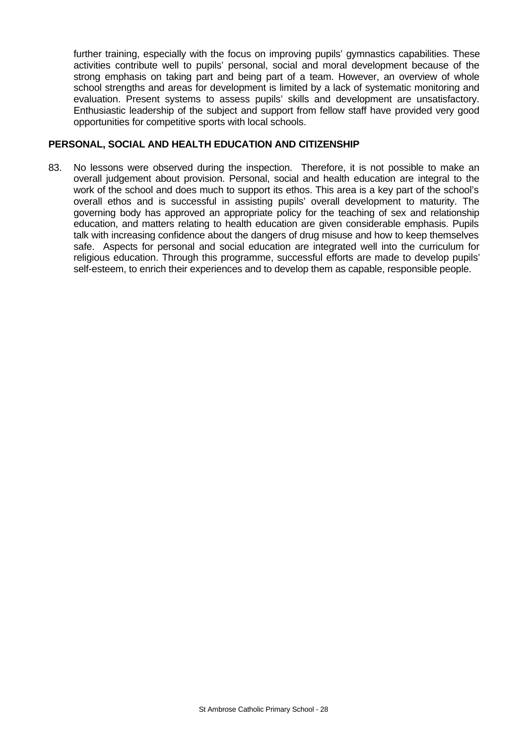further training, especially with the focus on improving pupils' gymnastics capabilities. These activities contribute well to pupils' personal, social and moral development because of the strong emphasis on taking part and being part of a team. However, an overview of whole school strengths and areas for development is limited by a lack of systematic monitoring and evaluation. Present systems to assess pupils' skills and development are unsatisfactory. Enthusiastic leadership of the subject and support from fellow staff have provided very good opportunities for competitive sports with local schools.

**PERSONAL, SOCIAL AND HEALTH EDUCATION AND CITIZENSHIP**

83. No lessons were observed during the inspection. Therefore, it is not possible to make an overall judgement about provision. Personal, social and health education are integral to the work of the school and does much to support its ethos. This area is a key part of the school's overall ethos and is successful in assisting pupils' overall development to maturity. The governing body has approved an appropriate policy for the teaching of sex and relationship education, and matters relating to health education are given considerable emphasis. Pupils talk with increasing confidence about the dangers of drug misuse and how to keep themselves safe. Aspects for personal and social education are integrated well into the curriculum for religious education. Through this programme, successful efforts are made to develop pupils' self-esteem, to enrich their experiences and to develop them as capable, responsible people.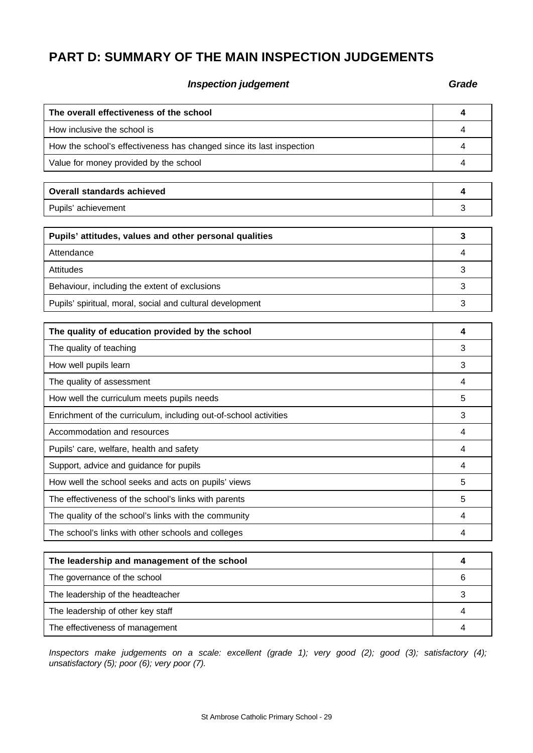# PART D: SUMMARY OF THE MAIN INSPECTION JUDGEMENTS

| *Inspection judgement* | *Grade* |
|---|---|
| **The overall effectiveness of the school** | **4** |
| How inclusive the school is | 4 |
| How the school's effectiveness has changed since its last inspection | 4 |
| Value for money provided by the school | 4 |
| **Overall standards achieved** | **4** |
| Pupils' achievement | 3 |
| **Pupils' attitudes, values and other personal qualities** | **3** |
| Attendance | 4 |
| Attitudes | 3 |
| Behaviour, including the extent of exclusions | 3 |
| Pupils' spiritual, moral, social and cultural development | 3 |
| **The quality of education provided by the school** | **4** |
| The quality of teaching | 3 |
| How well pupils learn | 3 |
| The quality of assessment | 4 |
| How well the curriculum meets pupils needs | 5 |
| Enrichment of the curriculum, including out-of-school activities | 3 |
| Accommodation and resources | 4 |
| Pupils' care, welfare, health and safety | 4 |
| Support, advice and guidance for pupils | 4 |
| How well the school seeks and acts on pupils' views | 5 |
| The effectiveness of the school's links with parents | 5 |
| The quality of the school's links with the community | 4 |
| The school's links with other schools and colleges | 4 |
| **The leadership and management of the school** | **4** |
| The governance of the school | 6 |
| The leadership of the headteacher | 3 |
| The leadership of other key staff | 4 |
| The effectiveness of management | 4 |

*Inspectors make judgements on a scale: excellent (grade 1); very good (2); good (3); satisfactory (4); unsatisfactory (5); poor (6); very poor (7).*